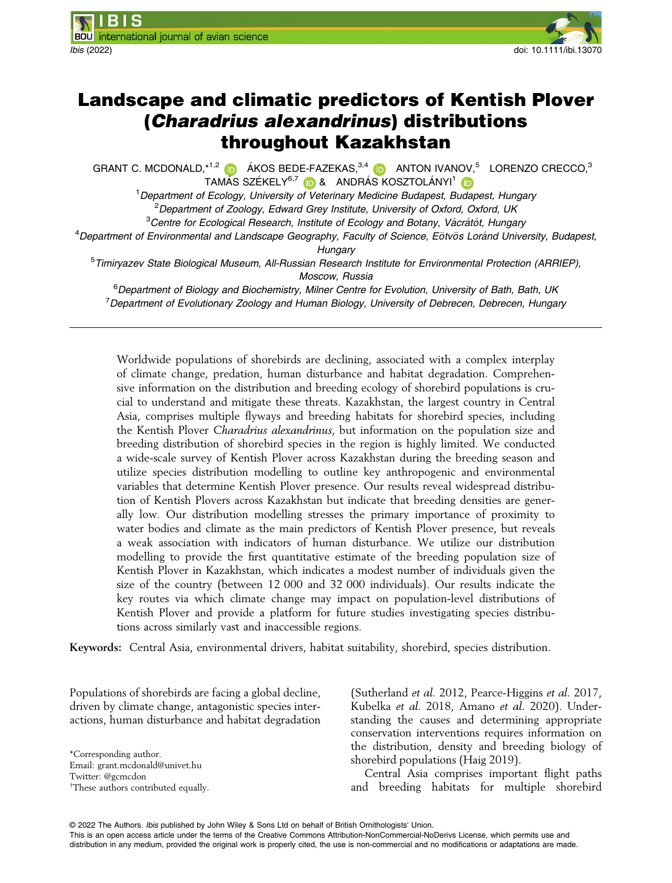# Landscape and climatic predictors of Kentish Plover (*Charadrius alexandrinus*) distributions throughout Kazakhstan

GRANT C. MCDONALD,*[1,2] ÁKOS BEDE-FAZEKAS,[3,4] ANTON IVANOV,[5] LORENZO CRECCO,[3] TAMÁS SZÉKELY[6,7] & ANDRÁS KOSZTOLÁNYI[1]

[1]Department of Ecology, University of Veterinary Medicine Budapest, Budapest, Hungary
[2]Department of Zoology, Edward Grey Institute, University of Oxford, Oxford, UK
[3]Centre for Ecological Research, Institute of Ecology and Botany, Vácrátót, Hungary
[4]Department of Environmental and Landscape Geography, Faculty of Science, Eötvös Loránd University, Budapest, Hungary
[5]Timiryazev State Biological Museum, All-Russian Research Institute for Environmental Protection (ARRIEP), Moscow, Russia
[6]Department of Biology and Biochemistry, Milner Centre for Evolution, University of Bath, Bath, UK
[7]Department of Evolutionary Zoology and Human Biology, University of Debrecen, Debrecen, Hungary

Worldwide populations of shorebirds are declining, associated with a complex interplay of climate change, predation, human disturbance and habitat degradation. Comprehensive information on the distribution and breeding ecology of shorebird populations is crucial to understand and mitigate these threats. Kazakhstan, the largest country in Central Asia, comprises multiple flyways and breeding habitats for shorebird species, including the Kentish Plover *Charadrius alexandrinus*, but information on the population size and breeding distribution of shorebird species in the region is highly limited. We conducted a wide-scale survey of Kentish Plover across Kazakhstan during the breeding season and utilize species distribution modelling to outline key anthropogenic and environmental variables that determine Kentish Plover presence. Our results reveal widespread distribution of Kentish Plovers across Kazakhstan but indicate that breeding densities are generally low. Our distribution modelling stresses the primary importance of proximity to water bodies and climate as the main predictors of Kentish Plover presence, but reveals a weak association with indicators of human disturbance. We utilize our distribution modelling to provide the first quantitative estimate of the breeding population size of Kentish Plover in Kazakhstan, which indicates a modest number of individuals given the size of the country (between 12 000 and 32 000 individuals). Our results indicate the key routes via which climate change may impact on population-level distributions of Kentish Plover and provide a platform for future studies investigating species distributions across similarly vast and inaccessible regions.

**Keywords:** Central Asia, environmental drivers, habitat suitability, shorebird, species distribution.

Populations of shorebirds are facing a global decline, driven by climate change, antagonistic species interactions, human disturbance and habitat degradation (Sutherland *et al.* 2012, Pearce-Higgins *et al.* 2017, Kubelka *et al.* 2018, Amano *et al.* 2020). Understanding the causes and determining appropriate conservation interventions requires information on the distribution, density and breeding biology of shorebird populations (Haig 2019).

Central Asia comprises important flight paths and breeding habitats for multiple shorebird

*Corresponding author.
Email: grant.mcdonald@univet.hu
Twitter: @gcmcdon
†These authors contributed equally.

© 2022 The Authors. *Ibis* published by John Wiley & Sons Ltd on behalf of British Ornithologists' Union.
This is an open access article under the terms of the Creative Commons Attribution-NonCommercial-NoDerivs License, which permits use and distribution in any medium, provided the original work is properly cited, the use is non-commercial and no modifications or adaptations are made.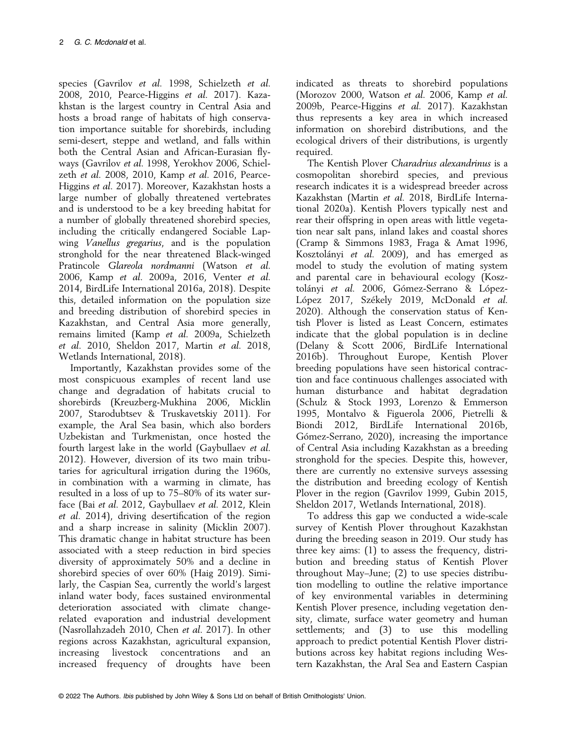species (Gavrilov *et al.* 1998, Schielzeth *et al.* 2008, 2010, Pearce-Higgins *et al.* 2017). Kazakhstan is the largest country in Central Asia and hosts a broad range of habitats of high conservation importance suitable for shorebirds, including semi-desert, steppe and wetland, and falls within both the Central Asian and African-Eurasian flyways (Gavrilov *et al.* 1998, Yerokhov 2006, Schielzeth *et al.* 2008, 2010, Kamp *et al.* 2016, Pearce-Higgins *et al.* 2017). Moreover, Kazakhstan hosts a large number of globally threatened vertebrates and is understood to be a key breeding habitat for a number of globally threatened shorebird species, including the critically endangered Sociable Lapwing *Vanellus gregarius*, and is the population stronghold for the near threatened Black-winged Pratincole *Glareola nordmanni* (Watson *et al.* 2006, Kamp *et al.* 2009a, 2016, Venter *et al.* 2014, BirdLife International 2016a, 2018). Despite this, detailed information on the population size and breeding distribution of shorebird species in Kazakhstan, and Central Asia more generally, remains limited (Kamp *et al.* 2009a, Schielzeth *et al.* 2010, Sheldon 2017, Martin *et al.* 2018, Wetlands International, 2018).

Importantly, Kazakhstan provides some of the most conspicuous examples of recent land use change and degradation of habitats crucial to shorebirds (Kreuzberg-Mukhina 2006, Micklin 2007, Starodubtsev & Truskavetskiy 2011). For example, the Aral Sea basin, which also borders Uzbekistan and Turkmenistan, once hosted the fourth largest lake in the world (Gaybullaev *et al.* 2012). However, diversion of its two main tributaries for agricultural irrigation during the 1960s, in combination with a warming in climate, has resulted in a loss of up to 75–80% of its water surface (Bai *et al.* 2012, Gaybullaev *et al.* 2012, Klein *et al.* 2014), driving desertification of the region and a sharp increase in salinity (Micklin 2007). This dramatic change in habitat structure has been associated with a steep reduction in bird species diversity of approximately 50% and a decline in shorebird species of over 60% (Haig 2019). Similarly, the Caspian Sea, currently the world's largest inland water body, faces sustained environmental deterioration associated with climate change-related evaporation and industrial development (Nasrollahzadeh 2010, Chen *et al.* 2017). In other regions across Kazakhstan, agricultural expansion, increasing livestock concentrations and an increased frequency of droughts have been indicated as threats to shorebird populations (Morozov 2000, Watson *et al.* 2006, Kamp *et al.* 2009b, Pearce-Higgins *et al.* 2017). Kazakhstan thus represents a key area in which increased information on shorebird distributions, and the ecological drivers of their distributions, is urgently required.

The Kentish Plover *Charadrius alexandrinus* is a cosmopolitan shorebird species, and previous research indicates it is a widespread breeder across Kazakhstan (Martin *et al.* 2018, BirdLife International 2020a). Kentish Plovers typically nest and rear their offspring in open areas with little vegetation near salt pans, inland lakes and coastal shores (Cramp & Simmons 1983, Fraga & Amat 1996, Kosztolányi *et al.* 2009), and has emerged as model to study the evolution of mating system and parental care in behavioural ecology (Kosztolányi *et al.* 2006, Gómez-Serrano & López-López 2017, Székely 2019, McDonald *et al.* 2020). Although the conservation status of Kentish Plover is listed as Least Concern, estimates indicate that the global population is in decline (Delany & Scott 2006, BirdLife International 2016b). Throughout Europe, Kentish Plover breeding populations have seen historical contraction and face continuous challenges associated with human disturbance and habitat degradation (Schulz & Stock 1993, Lorenzo & Emmerson 1995, Montalvo & Figuerola 2006, Pietrelli & Biondi 2012, BirdLife International 2016b, Gómez-Serrano, 2020), increasing the importance of Central Asia including Kazakhstan as a breeding stronghold for the species. Despite this, however, there are currently no extensive surveys assessing the distribution and breeding ecology of Kentish Plover in the region (Gavrilov 1999, Gubin 2015, Sheldon 2017, Wetlands International, 2018).

To address this gap we conducted a wide-scale survey of Kentish Plover throughout Kazakhstan during the breeding season in 2019. Our study has three key aims: (1) to assess the frequency, distribution and breeding status of Kentish Plover throughout May–June; (2) to use species distribution modelling to outline the relative importance of key environmental variables in determining Kentish Plover presence, including vegetation density, climate, surface water geometry and human settlements; and (3) to use this modelling approach to predict potential Kentish Plover distributions across key habitat regions including Western Kazakhstan, the Aral Sea and Eastern Caspian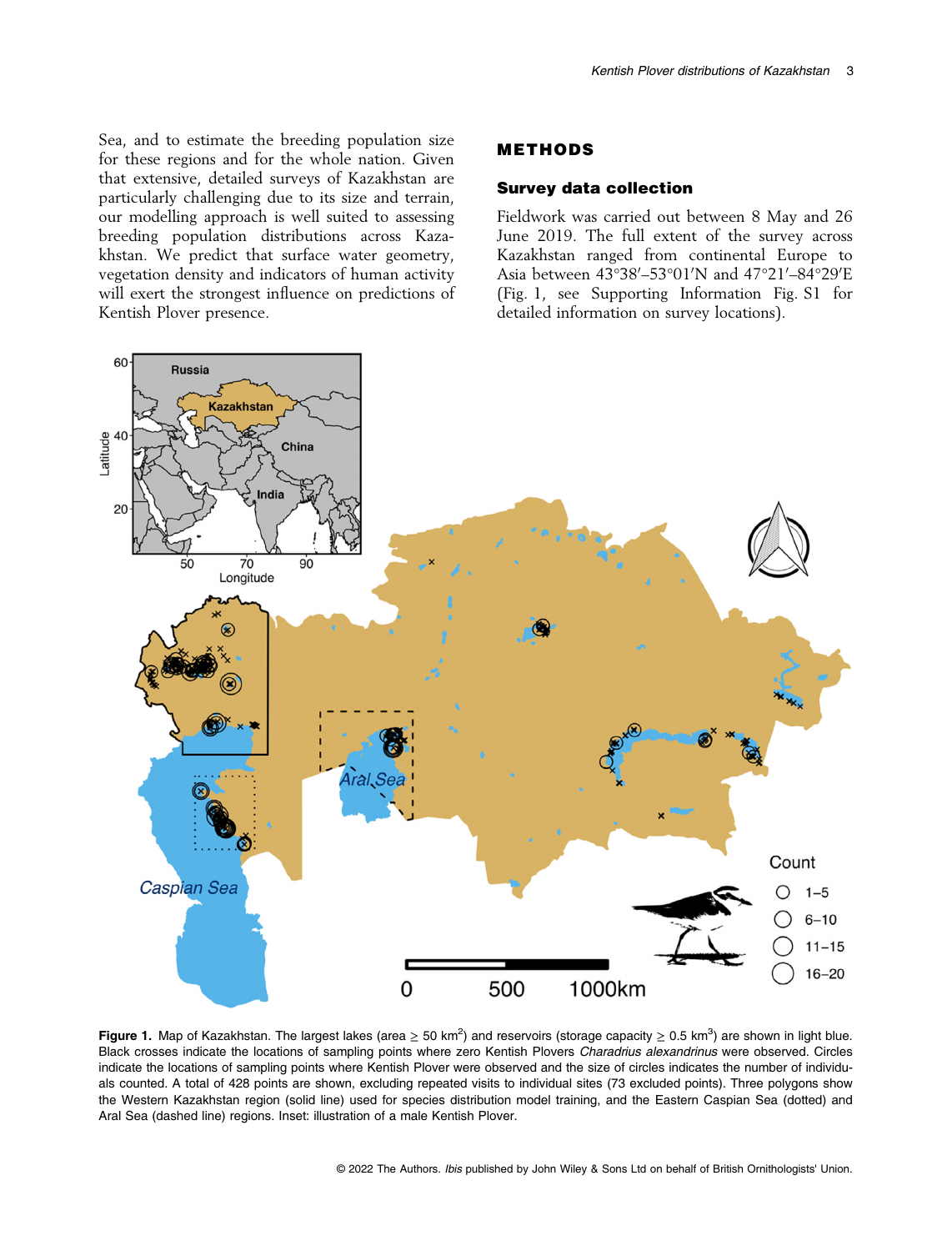Sea, and to estimate the breeding population size for these regions and for the whole nation. Given that extensive, detailed surveys of Kazakhstan are particularly challenging due to its size and terrain, our modelling approach is well suited to assessing breeding population distributions across Kazakhstan. We predict that surface water geometry, vegetation density and indicators of human activity will exert the strongest influence on predictions of Kentish Plover presence.

## METHODS

### Survey data collection

Fieldwork was carried out between 8 May and 26 June 2019. The full extent of the survey across Kazakhstan ranged from continental Europe to Asia between 43°38′–53°01′N and 47°21′–84°29′E (Fig. 1, see Supporting Information Fig. S1 for detailed information on survey locations).

**Figure 1.** Map of Kazakhstan. The largest lakes (area ≥ 50 km$^2$) and reservoirs (storage capacity ≥ 0.5 km$^3$) are shown in light blue. Black crosses indicate the locations of sampling points where zero Kentish Plovers *Charadrius alexandrinus* were observed. Circles indicate the locations of sampling points where Kentish Plover were observed and the size of circles indicates the number of individuals counted. A total of 428 points are shown, excluding repeated visits to individual sites (73 excluded points). Three polygons show the Western Kazakhstan region (solid line) used for species distribution model training, and the Eastern Caspian Sea (dotted) and Aral Sea (dashed line) regions. Inset: illustration of a male Kentish Plover.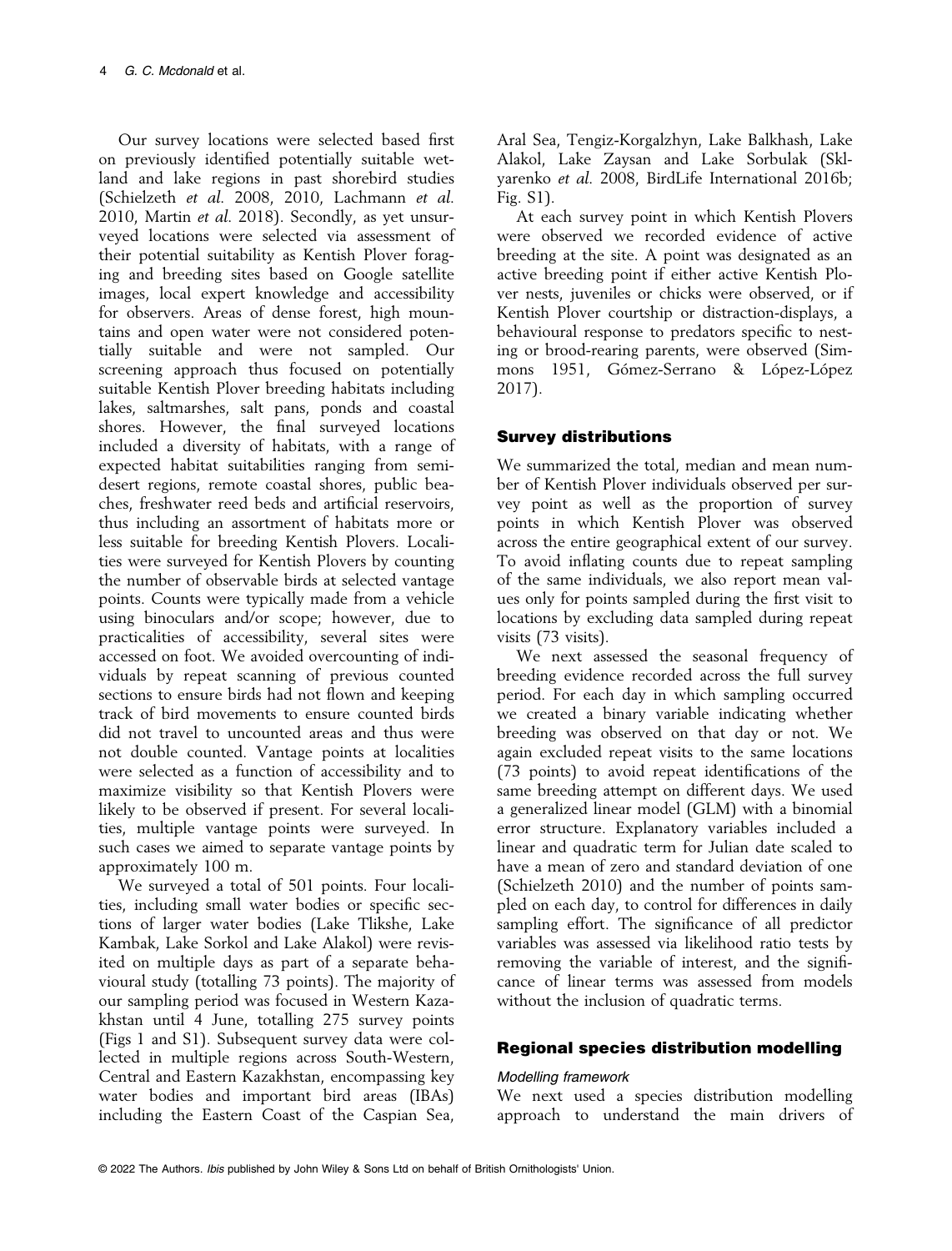Our survey locations were selected based first on previously identified potentially suitable wetland and lake regions in past shorebird studies (Schielzeth *et al.* 2008, 2010, Lachmann *et al.* 2010, Martin *et al.* 2018). Secondly, as yet unsurveyed locations were selected via assessment of their potential suitability as Kentish Plover foraging and breeding sites based on Google satellite images, local expert knowledge and accessibility for observers. Areas of dense forest, high mountains and open water were not considered potentially suitable and were not sampled. Our screening approach thus focused on potentially suitable Kentish Plover breeding habitats including lakes, saltmarshes, salt pans, ponds and coastal shores. However, the final surveyed locations included a diversity of habitats, with a range of expected habitat suitabilities ranging from semi-desert regions, remote coastal shores, public beaches, freshwater reed beds and artificial reservoirs, thus including an assortment of habitats more or less suitable for breeding Kentish Plovers. Localities were surveyed for Kentish Plovers by counting the number of observable birds at selected vantage points. Counts were typically made from a vehicle using binoculars and/or scope; however, due to practicalities of accessibility, several sites were accessed on foot. We avoided overcounting of individuals by repeat scanning of previous counted sections to ensure birds had not flown and keeping track of bird movements to ensure counted birds did not travel to uncounted areas and thus were not double counted. Vantage points at localities were selected as a function of accessibility and to maximize visibility so that Kentish Plovers were likely to be observed if present. For several localities, multiple vantage points were surveyed. In such cases we aimed to separate vantage points by approximately 100 m.

We surveyed a total of 501 points. Four localities, including small water bodies or specific sections of larger water bodies (Lake Tlikshe, Lake Kambak, Lake Sorkol and Lake Alakol) were revisited on multiple days as part of a separate behavioural study (totalling 73 points). The majority of our sampling period was focused in Western Kazakhstan until 4 June, totalling 275 survey points (Figs 1 and S1). Subsequent survey data were collected in multiple regions across South-Western, Central and Eastern Kazakhstan, encompassing key water bodies and important bird areas (IBAs) including the Eastern Coast of the Caspian Sea, Aral Sea, Tengiz-Korgalzhyn, Lake Balkhash, Lake Alakol, Lake Zaysan and Lake Sorbulak (Sklyarenko *et al.* 2008, BirdLife International 2016b; Fig. S1).

At each survey point in which Kentish Plovers were observed we recorded evidence of active breeding at the site. A point was designated as an active breeding point if either active Kentish Plover nests, juveniles or chicks were observed, or if Kentish Plover courtship or distraction-displays, a behavioural response to predators specific to nesting or brood-rearing parents, were observed (Simmons 1951, Gómez-Serrano & López-López 2017).

## Survey distributions

We summarized the total, median and mean number of Kentish Plover individuals observed per survey point as well as the proportion of survey points in which Kentish Plover was observed across the entire geographical extent of our survey. To avoid inflating counts due to repeat sampling of the same individuals, we also report mean values only for points sampled during the first visit to locations by excluding data sampled during repeat visits (73 visits).

We next assessed the seasonal frequency of breeding evidence recorded across the full survey period. For each day in which sampling occurred we created a binary variable indicating whether breeding was observed on that day or not. We again excluded repeat visits to the same locations (73 points) to avoid repeat identifications of the same breeding attempt on different days. We used a generalized linear model (GLM) with a binomial error structure. Explanatory variables included a linear and quadratic term for Julian date scaled to have a mean of zero and standard deviation of one (Schielzeth 2010) and the number of points sampled on each day, to control for differences in daily sampling effort. The significance of all predictor variables was assessed via likelihood ratio tests by removing the variable of interest, and the significance of linear terms was assessed from models without the inclusion of quadratic terms.

## Regional species distribution modelling

### Modelling framework

We next used a species distribution modelling approach to understand the main drivers of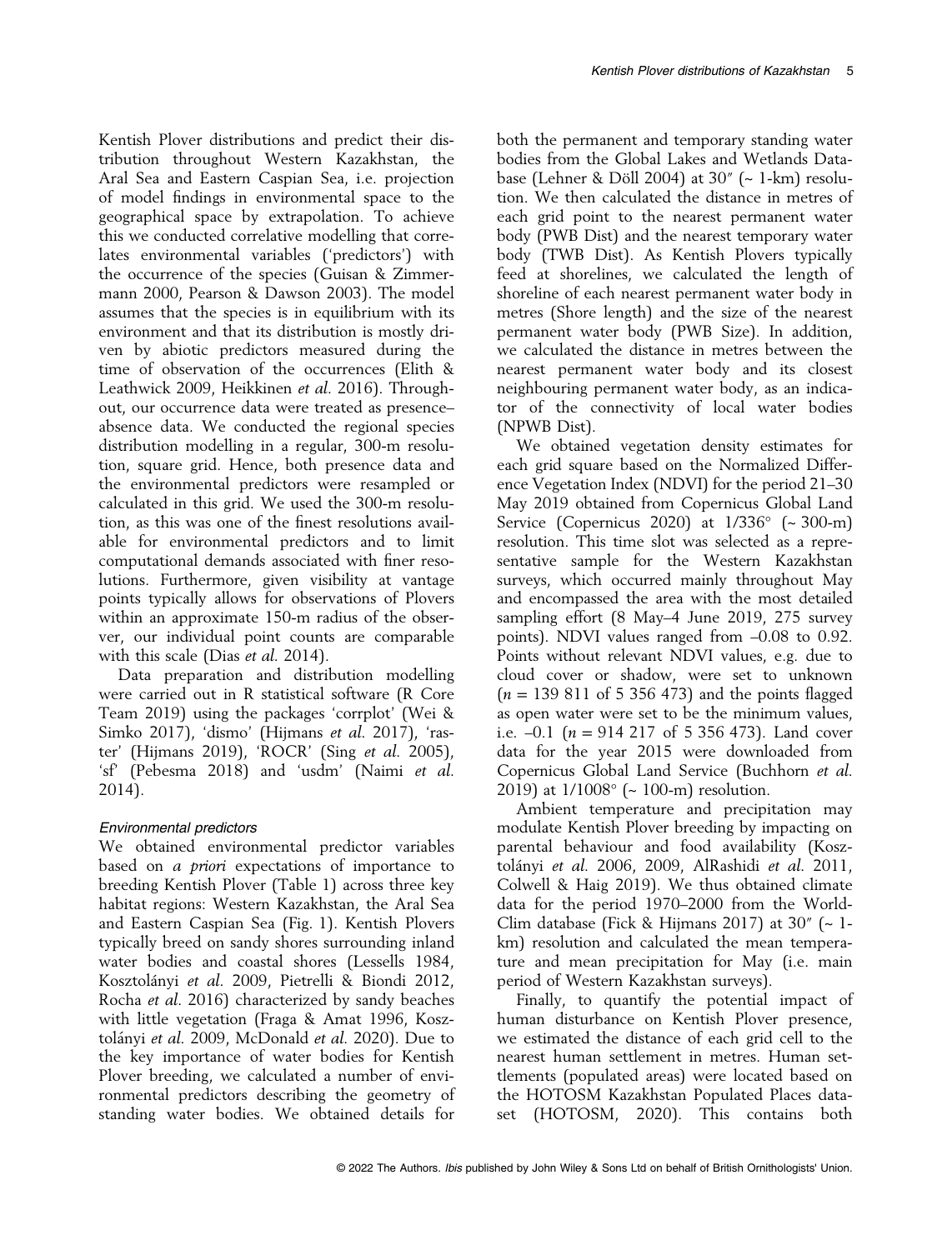Kentish Plover distributions and predict their distribution throughout Western Kazakhstan, the Aral Sea and Eastern Caspian Sea, i.e. projection of model findings in environmental space to the geographical space by extrapolation. To achieve this we conducted correlative modelling that correlates environmental variables ('predictors') with the occurrence of the species (Guisan & Zimmermann 2000, Pearson & Dawson 2003). The model assumes that the species is in equilibrium with its environment and that its distribution is mostly driven by abiotic predictors measured during the time of observation of the occurrences (Elith & Leathwick 2009, Heikkinen *et al.* 2016). Throughout, our occurrence data were treated as presence–absence data. We conducted the regional species distribution modelling in a regular, 300-m resolution, square grid. Hence, both presence data and the environmental predictors were resampled or calculated in this grid. We used the 300-m resolution, as this was one of the finest resolutions available for environmental predictors and to limit computational demands associated with finer resolutions. Furthermore, given visibility at vantage points typically allows for observations of Plovers within an approximate 150-m radius of the observer, our individual point counts are comparable with this scale (Dias *et al.* 2014).

Data preparation and distribution modelling were carried out in R statistical software (R Core Team 2019) using the packages 'corrplot' (Wei & Simko 2017), 'dismo' (Hijmans *et al.* 2017), 'raster' (Hijmans 2019), 'ROCR' (Sing *et al.* 2005), 'sf' (Pebesma 2018) and 'usdm' (Naimi *et al.* 2014).

### *Environmental predictors*

We obtained environmental predictor variables based on *a priori* expectations of importance to breeding Kentish Plover (Table 1) across three key habitat regions: Western Kazakhstan, the Aral Sea and Eastern Caspian Sea (Fig. 1). Kentish Plovers typically breed on sandy shores surrounding inland water bodies and coastal shores (Lessells 1984, Kosztolányi *et al.* 2009, Pietrelli & Biondi 2012, Rocha *et al.* 2016) characterized by sandy beaches with little vegetation (Fraga & Amat 1996, Kosztolányi *et al.* 2009, McDonald *et al.* 2020). Due to the key importance of water bodies for Kentish Plover breeding, we calculated a number of environmental predictors describing the geometry of standing water bodies. We obtained details for both the permanent and temporary standing water bodies from the Global Lakes and Wetlands Database (Lehner & Döll 2004) at 30″ (~ 1-km) resolution. We then calculated the distance in metres of each grid point to the nearest permanent water body (PWB Dist) and the nearest temporary water body (TWB Dist). As Kentish Plovers typically feed at shorelines, we calculated the length of shoreline of each nearest permanent water body in metres (Shore length) and the size of the nearest permanent water body (PWB Size). In addition, we calculated the distance in metres between the nearest permanent water body and its closest neighbouring permanent water body, as an indicator of the connectivity of local water bodies (NPWB Dist).

We obtained vegetation density estimates for each grid square based on the Normalized Difference Vegetation Index (NDVI) for the period 21–30 May 2019 obtained from Copernicus Global Land Service (Copernicus 2020) at 1/336° (~ 300-m) resolution. This time slot was selected as a representative sample for the Western Kazakhstan surveys, which occurred mainly throughout May and encompassed the area with the most detailed sampling effort (8 May–4 June 2019, 275 survey points). NDVI values ranged from –0.08 to 0.92. Points without relevant NDVI values, e.g. due to cloud cover or shadow, were set to unknown ($n$ = 139 811 of 5 356 473) and the points flagged as open water were set to be the minimum values, i.e. –0.1 ($n$ = 914 217 of 5 356 473). Land cover data for the year 2015 were downloaded from Copernicus Global Land Service (Buchhorn *et al.* 2019) at 1/1008° (~ 100-m) resolution.

Ambient temperature and precipitation may modulate Kentish Plover breeding by impacting on parental behaviour and food availability (Kosztolányi *et al.* 2006, 2009, AlRashidi *et al.* 2011, Colwell & Haig 2019). We thus obtained climate data for the period 1970–2000 from the WorldClim database (Fick & Hijmans 2017) at 30″ (~ 1-km) resolution and calculated the mean temperature and mean precipitation for May (i.e. main period of Western Kazakhstan surveys).

Finally, to quantify the potential impact of human disturbance on Kentish Plover presence, we estimated the distance of each grid cell to the nearest human settlement in metres. Human settlements (populated areas) were located based on the HOTOSM Kazakhstan Populated Places dataset (HOTOSM, 2020). This contains both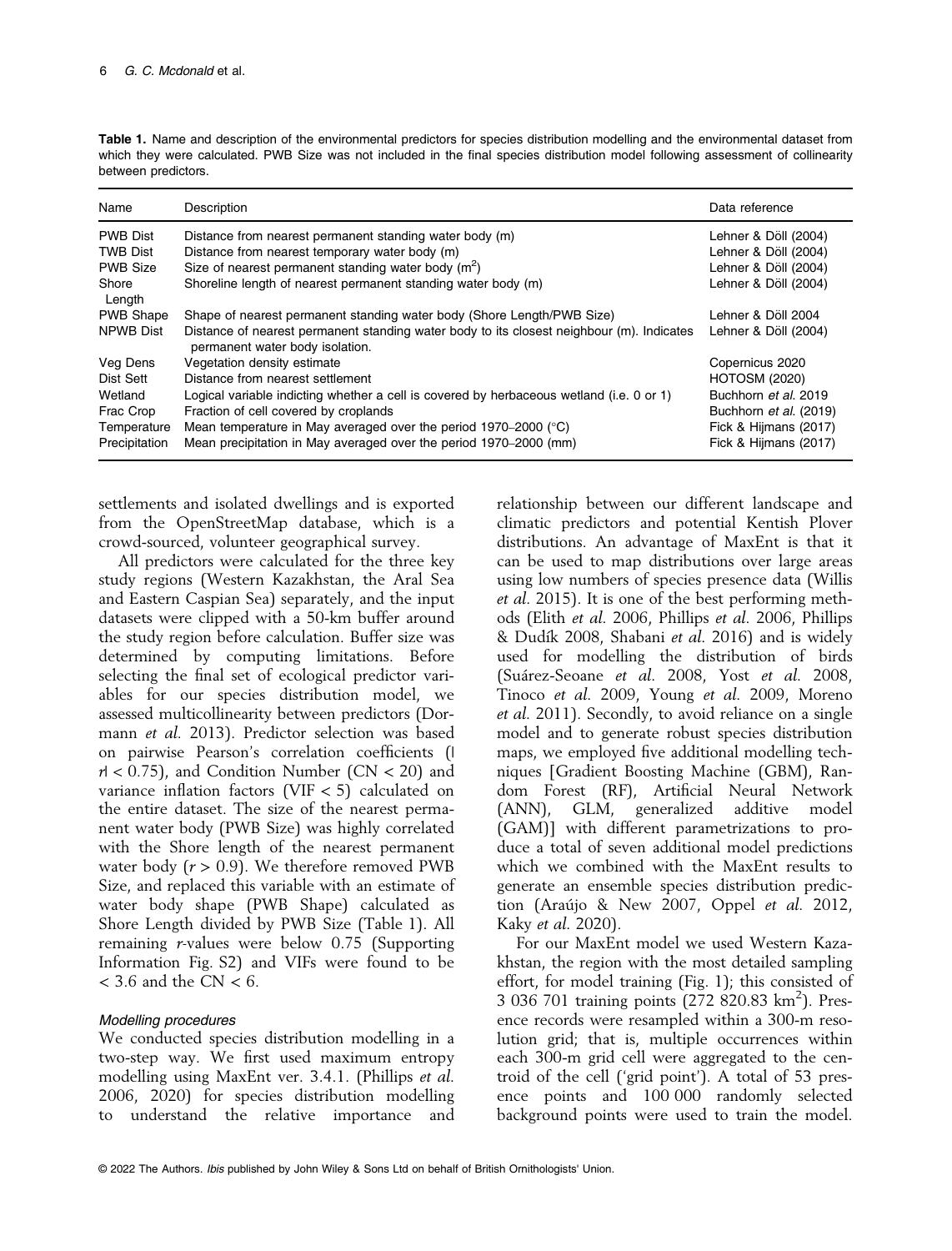**Table 1.** Name and description of the environmental predictors for species distribution modelling and the environmental dataset from which they were calculated. PWB Size was not included in the final species distribution model following assessment of collinearity between predictors.

| Name | Description | Data reference |
|---|---|---|
| PWB Dist | Distance from nearest permanent standing water body (m) | Lehner & Döll (2004) |
| TWB Dist | Distance from nearest temporary water body (m) | Lehner & Döll (2004) |
| PWB Size | Size of nearest permanent standing water body ($m^2$) | Lehner & Döll (2004) |
| Shore Length | Shoreline length of nearest permanent standing water body (m) | Lehner & Döll (2004) |
| PWB Shape | Shape of nearest permanent standing water body (Shore Length/PWB Size) | Lehner & Döll 2004 |
| NPWB Dist | Distance of nearest permanent standing water body to its closest neighbour (m). Indicates permanent water body isolation. | Lehner & Döll (2004) |
| Veg Dens | Vegetation density estimate | Copernicus 2020 |
| Dist Sett | Distance from nearest settlement | HOTOSM (2020) |
| Wetland | Logical variable indicting whether a cell is covered by herbaceous wetland (i.e. 0 or 1) | Buchhorn *et al.* 2019 |
| Frac Crop | Fraction of cell covered by croplands | Buchhorn *et al.* (2019) |
| Temperature | Mean temperature in May averaged over the period 1970–2000 (°C) | Fick & Hijmans (2017) |
| Precipitation | Mean precipitation in May averaged over the period 1970–2000 (mm) | Fick & Hijmans (2017) |

settlements and isolated dwellings and is exported from the OpenStreetMap database, which is a crowd-sourced, volunteer geographical survey.

All predictors were calculated for the three key study regions (Western Kazakhstan, the Aral Sea and Eastern Caspian Sea) separately, and the input datasets were clipped with a 50-km buffer around the study region before calculation. Buffer size was determined by computing limitations. Before selecting the final set of ecological predictor variables for our species distribution model, we assessed multicollinearity between predictors (Dormann *et al.* 2013). Predictor selection was based on pairwise Pearson's correlation coefficients ($|r| < 0.75$), and Condition Number (CN < 20) and variance inflation factors (VIF < 5) calculated on the entire dataset. The size of the nearest permanent water body (PWB Size) was highly correlated with the Shore length of the nearest permanent water body ($r > 0.9$). We therefore removed PWB Size, and replaced this variable with an estimate of water body shape (PWB Shape) calculated as Shore Length divided by PWB Size (Table 1). All remaining $r$-values were below 0.75 (Supporting Information Fig. S2) and VIFs were found to be < 3.6 and the CN < 6.

### Modelling procedures

We conducted species distribution modelling in a two-step way. We first used maximum entropy modelling using MaxEnt ver. 3.4.1. (Phillips *et al.* 2006, 2020) for species distribution modelling to understand the relative importance and relationship between our different landscape and climatic predictors and potential Kentish Plover distributions. An advantage of MaxEnt is that it can be used to map distributions over large areas using low numbers of species presence data (Willis *et al.* 2015). It is one of the best performing methods (Elith *et al.* 2006, Phillips *et al.* 2006, Phillips & Dudík 2008, Shabani *et al.* 2016) and is widely used for modelling the distribution of birds (Suárez-Seoane *et al.* 2008, Yost *et al.* 2008, Tinoco *et al.* 2009, Young *et al.* 2009, Moreno *et al.* 2011). Secondly, to avoid reliance on a single model and to generate robust species distribution maps, we employed five additional modelling techniques [Gradient Boosting Machine (GBM), Random Forest (RF), Artificial Neural Network (ANN), GLM, generalized additive model (GAM)] with different parametrizations to produce a total of seven additional model predictions which we combined with the MaxEnt results to generate an ensemble species distribution prediction (Araújo & New 2007, Oppel *et al.* 2012, Kaky *et al.* 2020).

For our MaxEnt model we used Western Kazakhstan, the region with the most detailed sampling effort, for model training (Fig. 1); this consisted of 3 036 701 training points (272 820.83 $km^2$). Presence records were resampled within a 300-m resolution grid; that is, multiple occurrences within each 300-m grid cell were aggregated to the centroid of the cell ('grid point'). A total of 53 presence points and 100 000 randomly selected background points were used to train the model.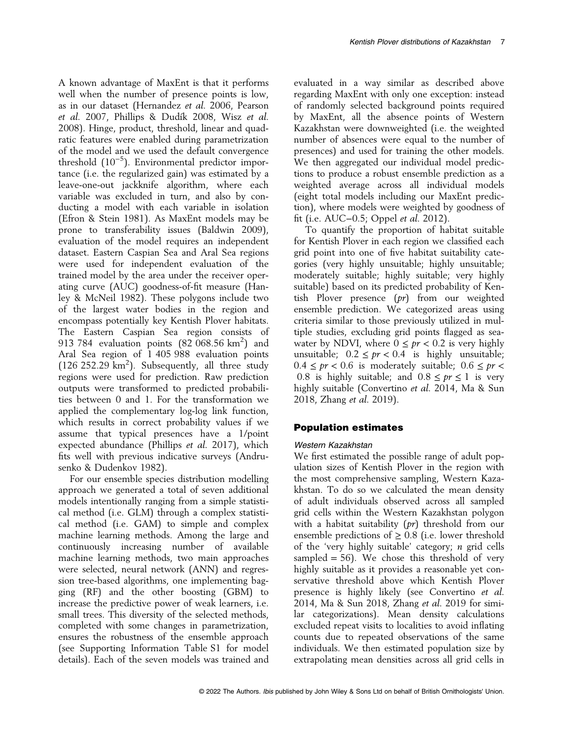A known advantage of MaxEnt is that it performs well when the number of presence points is low, as in our dataset (Hernandez *et al.* 2006, Pearson *et al.* 2007, Phillips & Dudík 2008, Wisz *et al.* 2008). Hinge, product, threshold, linear and quadratic features were enabled during parametrization of the model and we used the default convergence threshold ($10^{-5}$). Environmental predictor importance (i.e. the regularized gain) was estimated by a leave-one-out jackknife algorithm, where each variable was excluded in turn, and also by conducting a model with each variable in isolation (Efron & Stein 1981). As MaxEnt models may be prone to transferability issues (Baldwin 2009), evaluation of the model requires an independent dataset. Eastern Caspian Sea and Aral Sea regions were used for independent evaluation of the trained model by the area under the receiver operating curve (AUC) goodness-of-fit measure (Hanley & McNeil 1982). These polygons include two of the largest water bodies in the region and encompass potentially key Kentish Plover habitats. The Eastern Caspian Sea region consists of 913 784 evaluation points (82 068.56 $km^2$) and Aral Sea region of 1 405 988 evaluation points (126 252.29 $km^2$). Subsequently, all three study regions were used for prediction. Raw prediction outputs were transformed to predicted probabilities between 0 and 1. For the transformation we applied the complementary log-log link function, which results in correct probability values if we assume that typical presences have a 1/point expected abundance (Phillips *et al.* 2017), which fits well with previous indicative surveys (Andrusenko & Dudenkov 1982).

For our ensemble species distribution modelling approach we generated a total of seven additional models intentionally ranging from a simple statistical method (i.e. GLM) through a complex statistical method (i.e. GAM) to simple and complex machine learning methods. Among the large and continuously increasing number of available machine learning methods, two main approaches were selected, neural network (ANN) and regression tree-based algorithms, one implementing bagging (RF) and the other boosting (GBM) to increase the predictive power of weak learners, i.e. small trees. This diversity of the selected methods, completed with some changes in parametrization, ensures the robustness of the ensemble approach (see Supporting Information Table S1 for model details). Each of the seven models was trained and evaluated in a way similar as described above regarding MaxEnt with only one exception: instead of randomly selected background points required by MaxEnt, all the absence points of Western Kazakhstan were downweighted (i.e. the weighted number of absences were equal to the number of presences) and used for training the other models. We then aggregated our individual model predictions to produce a robust ensemble prediction as a weighted average across all individual models (eight total models including our MaxEnt prediction), where models were weighted by goodness of fit (i.e. AUC–0.5; Oppel *et al.* 2012).

To quantify the proportion of habitat suitable for Kentish Plover in each region we classified each grid point into one of five habitat suitability categories (very highly unsuitable; highly unsuitable; moderately suitable; highly suitable; very highly suitable) based on its predicted probability of Kentish Plover presence (*pr*) from our weighted ensemble prediction. We categorized areas using criteria similar to those previously utilized in multiple studies, excluding grid points flagged as seawater by NDVI, where $0 \leq pr < 0.2$ is very highly unsuitable; $0.2 \leq pr < 0.4$ is highly unsuitable; $0.4 \leq pr < 0.6$ is moderately suitable; $0.6 \leq pr < 0.8$ is highly suitable; and $0.8 \leq pr \leq 1$ is very highly suitable (Convertino *et al.* 2014, Ma & Sun 2018, Zhang *et al.* 2019).

## Population estimates

### Western Kazakhstan

We first estimated the possible range of adult population sizes of Kentish Plover in the region with the most comprehensive sampling, Western Kazakhstan. To do so we calculated the mean density of adult individuals observed across all sampled grid cells within the Western Kazakhstan polygon with a habitat suitability (*pr*) threshold from our ensemble predictions of $\geq 0.8$ (i.e. lower threshold of the 'very highly suitable' category; *n* grid cells sampled = 56). We chose this threshold of very highly suitable as it provides a reasonable yet conservative threshold above which Kentish Plover presence is highly likely (see Convertino *et al.* 2014, Ma & Sun 2018, Zhang *et al.* 2019 for similar categorizations). Mean density calculations excluded repeat visits to localities to avoid inflating counts due to repeated observations of the same individuals. We then estimated population size by extrapolating mean densities across all grid cells in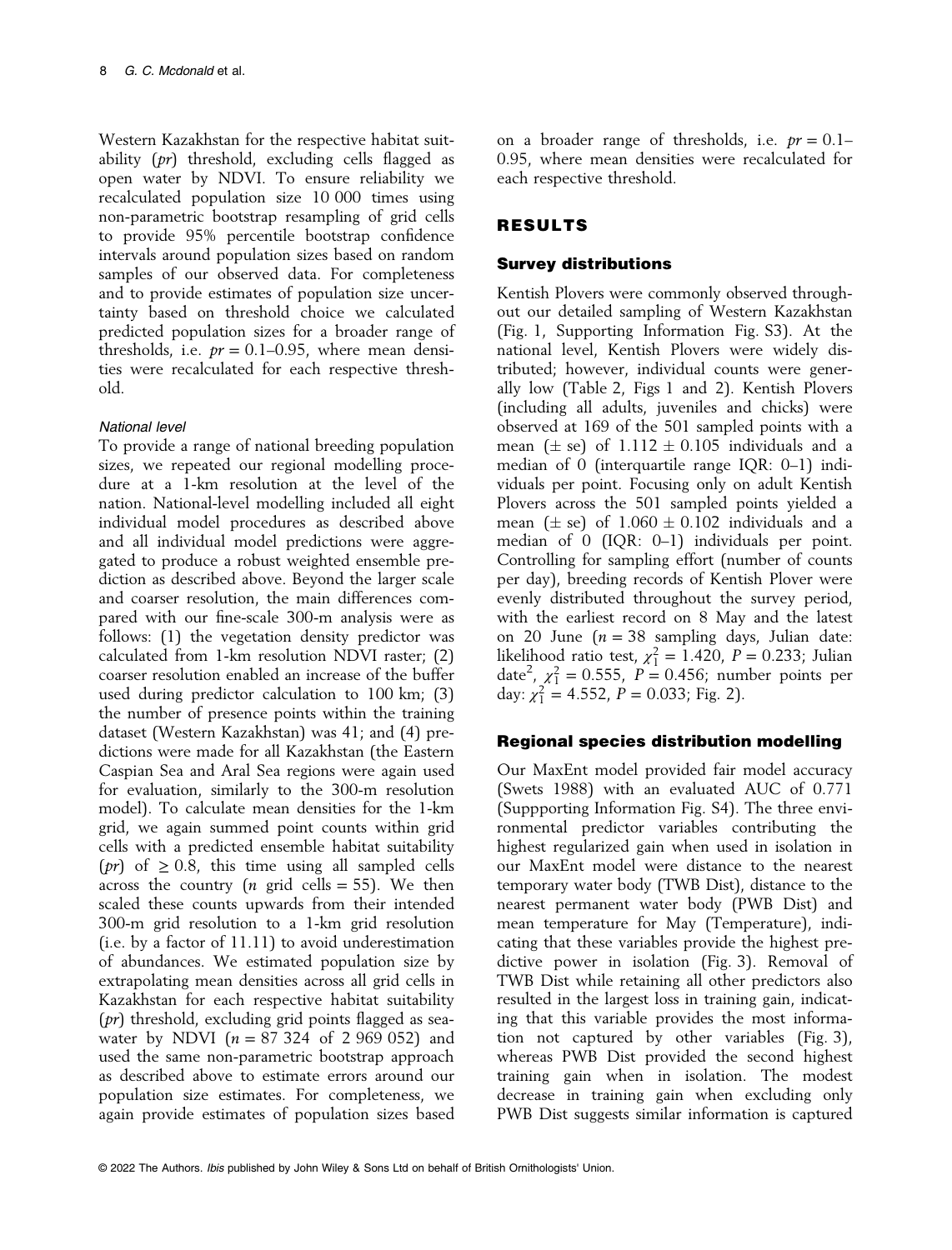Western Kazakhstan for the respective habitat suitability (*pr*) threshold, excluding cells flagged as open water by NDVI. To ensure reliability we recalculated population size 10 000 times using non-parametric bootstrap resampling of grid cells to provide 95% percentile bootstrap confidence intervals around population sizes based on random samples of our observed data. For completeness and to provide estimates of population size uncertainty based on threshold choice we calculated predicted population sizes for a broader range of thresholds, i.e. $pr = 0.1–0.95$, where mean densities were recalculated for each respective threshold.

#### National level

To provide a range of national breeding population sizes, we repeated our regional modelling procedure at a 1-km resolution at the level of the nation. National-level modelling included all eight individual model procedures as described above and all individual model predictions were aggregated to produce a robust weighted ensemble prediction as described above. Beyond the larger scale and coarser resolution, the main differences compared with our fine-scale 300-m analysis were as follows: (1) the vegetation density predictor was calculated from 1-km resolution NDVI raster; (2) coarser resolution enabled an increase of the buffer used during predictor calculation to 100 km; (3) the number of presence points within the training dataset (Western Kazakhstan) was 41; and (4) predictions were made for all Kazakhstan (the Eastern Caspian Sea and Aral Sea regions were again used for evaluation, similarly to the 300-m resolution model). To calculate mean densities for the 1-km grid, we again summed point counts within grid cells with a predicted ensemble habitat suitability (*pr*) of $\geq 0.8$, this time using all sampled cells across the country (*n* grid cells = 55). We then scaled these counts upwards from their intended 300-m grid resolution to a 1-km grid resolution (i.e. by a factor of 11.11) to avoid underestimation of abundances. We estimated population size by extrapolating mean densities across all grid cells in Kazakhstan for each respective habitat suitability (*pr*) threshold, excluding grid points flagged as seawater by NDVI ($n = 87\,324$ of $2\,969\,052$) and used the same non-parametric bootstrap approach as described above to estimate errors around our population size estimates. For completeness, we again provide estimates of population sizes based on a broader range of thresholds, i.e. $pr = 0.1–0.95$, where mean densities were recalculated for each respective threshold.

## RESULTS

### Survey distributions

Kentish Plovers were commonly observed throughout our detailed sampling of Western Kazakhstan (Fig. 1, Supporting Information Fig. S3). At the national level, Kentish Plovers were widely distributed; however, individual counts were generally low (Table 2, Figs 1 and 2). Kentish Plovers (including all adults, juveniles and chicks) were observed at 169 of the 501 sampled points with a mean ($\pm$ se) of $1.112 \pm 0.105$ individuals and a median of 0 (interquartile range IQR: 0–1) individuals per point. Focusing only on adult Kentish Plovers across the 501 sampled points yielded a mean ($\pm$ se) of $1.060 \pm 0.102$ individuals and a median of 0 (IQR: 0–1) individuals per point. Controlling for sampling effort (number of counts per day), breeding records of Kentish Plover were evenly distributed throughout the survey period, with the earliest record on 8 May and the latest on 20 June ($n = 38$ sampling days, Julian date: likelihood ratio test, $\chi^2_1 = 1.420$, $P = 0.233$; Julian date$^2$, $\chi^2_1 = 0.555$, $P = 0.456$; number points per day: $\chi^2_1 = 4.552$, $P = 0.033$; Fig. 2).

### Regional species distribution modelling

Our MaxEnt model provided fair model accuracy (Swets 1988) with an evaluated AUC of 0.771 (Suppporting Information Fig. S4). The three environmental predictor variables contributing the highest regularized gain when used in isolation in our MaxEnt model were distance to the nearest temporary water body (TWB Dist), distance to the nearest permanent water body (PWB Dist) and mean temperature for May (Temperature), indicating that these variables provide the highest predictive power in isolation (Fig. 3). Removal of TWB Dist while retaining all other predictors also resulted in the largest loss in training gain, indicating that this variable provides the most information not captured by other variables (Fig. 3), whereas PWB Dist provided the second highest training gain when in isolation. The modest decrease in training gain when excluding only PWB Dist suggests similar information is captured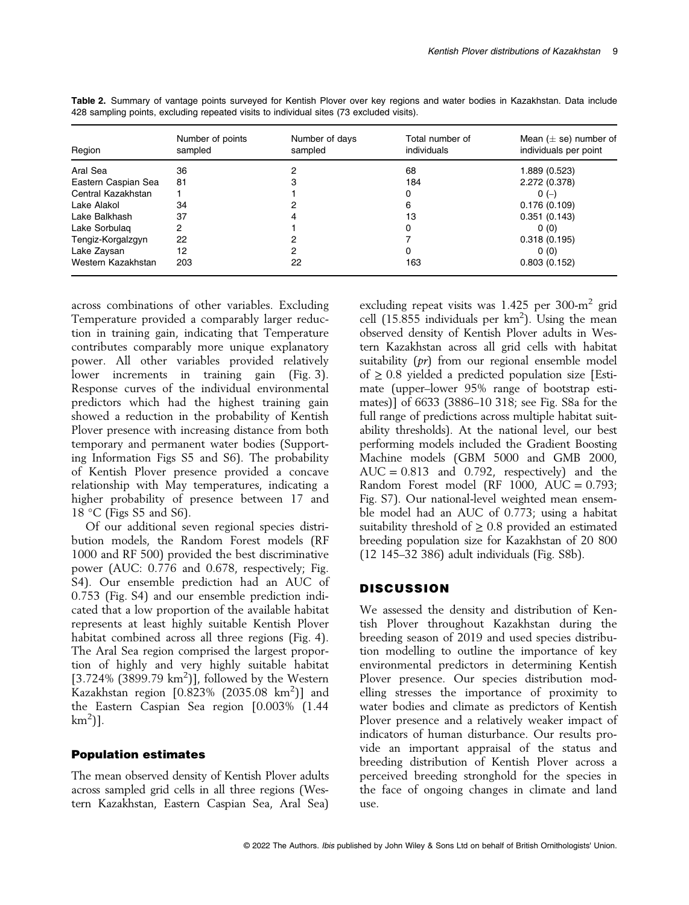**Table 2.** Summary of vantage points surveyed for Kentish Plover over key regions and water bodies in Kazakhstan. Data include 428 sampling points, excluding repeated visits to individual sites (73 excluded visits).

| Region | Number of points sampled | Number of days sampled | Total number of individuals | Mean (± se) number of individuals per point |
|---|---|---|---|---|
| Aral Sea | 36 | 2 | 68 | 1.889 (0.523) |
| Eastern Caspian Sea | 81 | 3 | 184 | 2.272 (0.378) |
| Central Kazakhstan | 1 | 1 | 0 | 0 (–) |
| Lake Alakol | 34 | 2 | 6 | 0.176 (0.109) |
| Lake Balkhash | 37 | 4 | 13 | 0.351 (0.143) |
| Lake Sorbulaq | 2 | 1 | 0 | 0 (0) |
| Tengiz-Korgalzgyn | 22 | 2 | 7 | 0.318 (0.195) |
| Lake Zaysan | 12 | 2 | 0 | 0 (0) |
| Western Kazakhstan | 203 | 22 | 163 | 0.803 (0.152) |

across combinations of other variables. Excluding Temperature provided a comparably larger reduction in training gain, indicating that Temperature contributes comparably more unique explanatory power. All other variables provided relatively lower increments in training gain (Fig. 3). Response curves of the individual environmental predictors which had the highest training gain showed a reduction in the probability of Kentish Plover presence with increasing distance from both temporary and permanent water bodies (Supporting Information Figs S5 and S6). The probability of Kentish Plover presence provided a concave relationship with May temperatures, indicating a higher probability of presence between 17 and 18 °C (Figs S5 and S6).

Of our additional seven regional species distribution models, the Random Forest models (RF 1000 and RF 500) provided the best discriminative power (AUC: 0.776 and 0.678, respectively; Fig. S4). Our ensemble prediction had an AUC of 0.753 (Fig. S4) and our ensemble prediction indicated that a low proportion of the available habitat represents at least highly suitable Kentish Plover habitat combined across all three regions (Fig. 4). The Aral Sea region comprised the largest proportion of highly and very highly suitable habitat [3.724% (3899.79 $km^2$)], followed by the Western Kazakhstan region [0.823% (2035.08 $km^2$)] and the Eastern Caspian Sea region [0.003% (1.44 $km^2$)].

### Population estimates

The mean observed density of Kentish Plover adults across sampled grid cells in all three regions (Western Kazakhstan, Eastern Caspian Sea, Aral Sea) excluding repeat visits was 1.425 per 300-$m^2$ grid cell (15.855 individuals per $km^2$). Using the mean observed density of Kentish Plover adults in Western Kazakhstan across all grid cells with habitat suitability (*pr*) from our regional ensemble model of ≥ 0.8 yielded a predicted population size [Estimate (upper–lower 95% range of bootstrap estimates)] of 6633 (3886–10 318; see Fig. S8a for the full range of predictions across multiple habitat suitability thresholds). At the national level, our best performing models included the Gradient Boosting Machine models (GBM 5000 and GMB 2000, AUC = 0.813 and 0.792, respectively) and the Random Forest model (RF 1000, AUC = 0.793; Fig. S7). Our national-level weighted mean ensemble model had an AUC of 0.773; using a habitat suitability threshold of ≥ 0.8 provided an estimated breeding population size for Kazakhstan of 20 800 (12 145–32 386) adult individuals (Fig. S8b).

## DISCUSSION

We assessed the density and distribution of Kentish Plover throughout Kazakhstan during the breeding season of 2019 and used species distribution modelling to outline the importance of key environmental predictors in determining Kentish Plover presence. Our species distribution modelling stresses the importance of proximity to water bodies and climate as predictors of Kentish Plover presence and a relatively weaker impact of indicators of human disturbance. Our results provide an important appraisal of the status and breeding distribution of Kentish Plover across a perceived breeding stronghold for the species in the face of ongoing changes in climate and land use.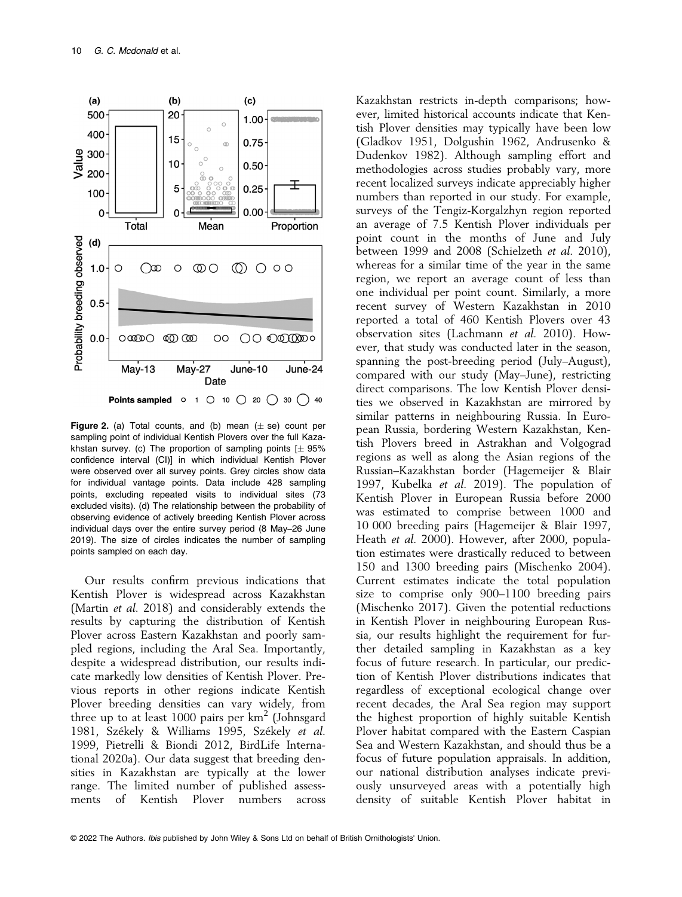**Figure 2.** (a) Total counts, and (b) mean (± se) count per sampling point of individual Kentish Plovers over the full Kazakhstan survey. (c) The proportion of sampling points [± 95% confidence interval (CI)] in which individual Kentish Plover were observed over all survey points. Grey circles show data for individual vantage points. Data include 428 sampling points, excluding repeated visits to individual sites (73 excluded visits). (d) The relationship between the probability of observing evidence of actively breeding Kentish Plover across individual days over the entire survey period (8 May–26 June 2019). The size of circles indicates the number of sampling points sampled on each day.

Our results confirm previous indications that Kentish Plover is widespread across Kazakhstan (Martin *et al.* 2018) and considerably extends the results by capturing the distribution of Kentish Plover across Eastern Kazakhstan and poorly sampled regions, including the Aral Sea. Importantly, despite a widespread distribution, our results indicate markedly low densities of Kentish Plover. Previous reports in other regions indicate Kentish Plover breeding densities can vary widely, from three up to at least 1000 pairs per km$^2$ (Johnsgard 1981, Székely & Williams 1995, Székely *et al.* 1999, Pietrelli & Biondi 2012, BirdLife International 2020a). Our data suggest that breeding densities in Kazakhstan are typically at the lower range. The limited number of published assessments of Kentish Plover numbers across Kazakhstan restricts in-depth comparisons; however, limited historical accounts indicate that Kentish Plover densities may typically have been low (Gladkov 1951, Dolgushin 1962, Andrusenko & Dudenkov 1982). Although sampling effort and methodologies across studies probably vary, more recent localized surveys indicate appreciably higher numbers than reported in our study. For example, surveys of the Tengiz-Korgalzhyn region reported an average of 7.5 Kentish Plover individuals per point count in the months of June and July between 1999 and 2008 (Schielzeth *et al.* 2010), whereas for a similar time of the year in the same region, we report an average count of less than one individual per point count. Similarly, a more recent survey of Western Kazakhstan in 2010 reported a total of 460 Kentish Plovers over 43 observation sites (Lachmann *et al.* 2010). However, that study was conducted later in the season, spanning the post-breeding period (July–August), compared with our study (May–June), restricting direct comparisons. The low Kentish Plover densities we observed in Kazakhstan are mirrored by similar patterns in neighbouring Russia. In European Russia, bordering Western Kazakhstan, Kentish Plovers breed in Astrakhan and Volgograd regions as well as along the Asian regions of the Russian–Kazakhstan border (Hagemeijer & Blair 1997, Kubelka *et al.* 2019). The population of Kentish Plover in European Russia before 2000 was estimated to comprise between 1000 and 10 000 breeding pairs (Hagemeijer & Blair 1997, Heath *et al.* 2000). However, after 2000, population estimates were drastically reduced to between 150 and 1300 breeding pairs (Mischenko 2004). Current estimates indicate the total population size to comprise only 900–1100 breeding pairs (Mischenko 2017). Given the potential reductions in Kentish Plover in neighbouring European Russia, our results highlight the requirement for further detailed sampling in Kazakhstan as a key focus of future research. In particular, our prediction of Kentish Plover distributions indicates that regardless of exceptional ecological change over recent decades, the Aral Sea region may support the highest proportion of highly suitable Kentish Plover habitat compared with the Eastern Caspian Sea and Western Kazakhstan, and should thus be a focus of future population appraisals. In addition, our national distribution analyses indicate previously unsurveyed areas with a potentially high density of suitable Kentish Plover habitat in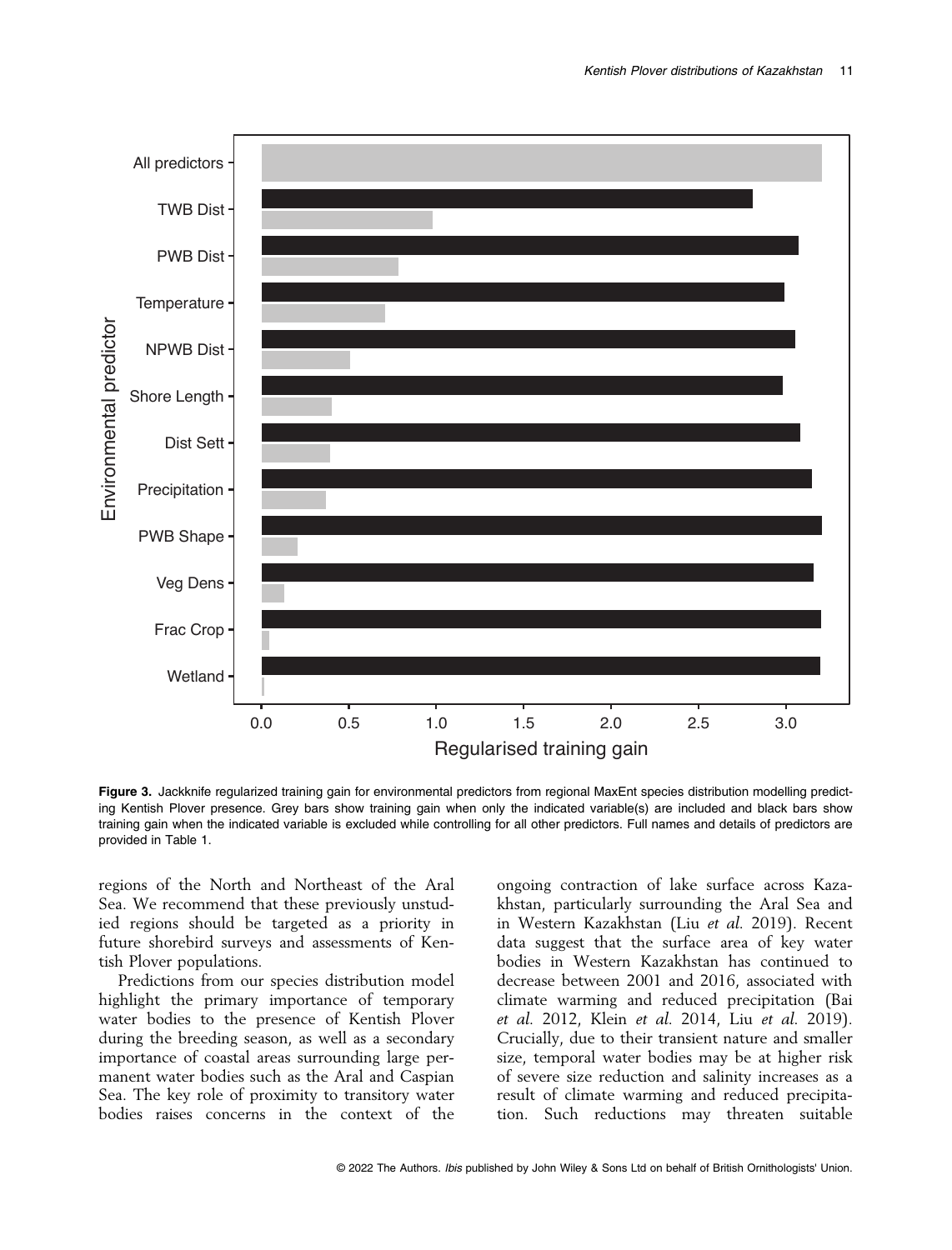**Figure 3.** Jackknife regularized training gain for environmental predictors from regional MaxEnt species distribution modelling predicting Kentish Plover presence. Grey bars show training gain when only the indicated variable(s) are included and black bars show training gain when the indicated variable is excluded while controlling for all other predictors. Full names and details of predictors are provided in Table 1.

regions of the North and Northeast of the Aral Sea. We recommend that these previously unstudied regions should be targeted as a priority in future shorebird surveys and assessments of Kentish Plover populations.

Predictions from our species distribution model highlight the primary importance of temporary water bodies to the presence of Kentish Plover during the breeding season, as well as a secondary importance of coastal areas surrounding large permanent water bodies such as the Aral and Caspian Sea. The key role of proximity to transitory water bodies raises concerns in the context of the ongoing contraction of lake surface across Kazakhstan, particularly surrounding the Aral Sea and in Western Kazakhstan (Liu *et al.* 2019). Recent data suggest that the surface area of key water bodies in Western Kazakhstan has continued to decrease between 2001 and 2016, associated with climate warming and reduced precipitation (Bai *et al.* 2012, Klein *et al.* 2014, Liu *et al.* 2019). Crucially, due to their transient nature and smaller size, temporal water bodies may be at higher risk of severe size reduction and salinity increases as a result of climate warming and reduced precipitation. Such reductions may threaten suitable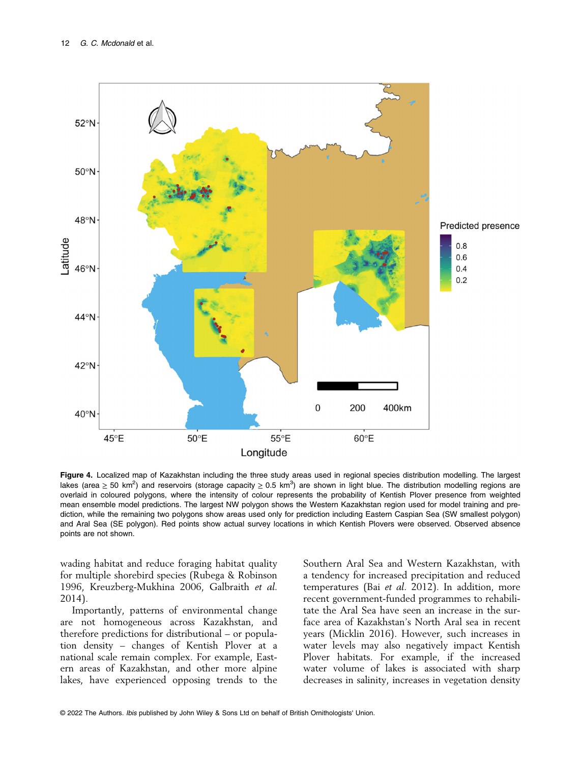**Figure 4.** Localized map of Kazakhstan including the three study areas used in regional species distribution modelling. The largest lakes (area ≥ 50 km$^2$) and reservoirs (storage capacity ≥ 0.5 km$^3$) are shown in light blue. The distribution modelling regions are overlaid in coloured polygons, where the intensity of colour represents the probability of Kentish Plover presence from weighted mean ensemble model predictions. The largest NW polygon shows the Western Kazakhstan region used for model training and prediction, while the remaining two polygons show areas used only for prediction including Eastern Caspian Sea (SW smallest polygon) and Aral Sea (SE polygon). Red points show actual survey locations in which Kentish Plovers were observed. Observed absence points are not shown.

wading habitat and reduce foraging habitat quality for multiple shorebird species (Rubega & Robinson 1996, Kreuzberg-Mukhina 2006, Galbraith *et al.* 2014).

Importantly, patterns of environmental change are not homogeneous across Kazakhstan, and therefore predictions for distributional – or population density – changes of Kentish Plover at a national scale remain complex. For example, Eastern areas of Kazakhstan, and other more alpine lakes, have experienced opposing trends to the Southern Aral Sea and Western Kazakhstan, with a tendency for increased precipitation and reduced temperatures (Bai *et al.* 2012). In addition, more recent government-funded programmes to rehabilitate the Aral Sea have seen an increase in the surface area of Kazakhstan's North Aral sea in recent years (Micklin 2016). However, such increases in water levels may also negatively impact Kentish Plover habitats. For example, if the increased water volume of lakes is associated with sharp decreases in salinity, increases in vegetation density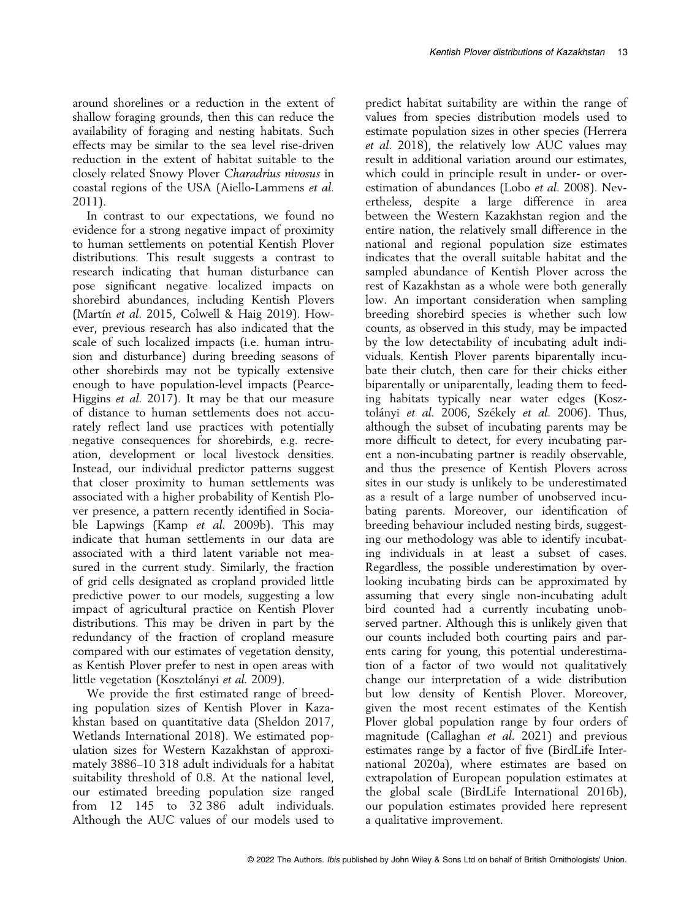around shorelines or a reduction in the extent of shallow foraging grounds, then this can reduce the availability of foraging and nesting habitats. Such effects may be similar to the sea level rise-driven reduction in the extent of habitat suitable to the closely related Snowy Plover *Charadrius nivosus* in coastal regions of the USA (Aiello-Lammens *et al.* 2011).

In contrast to our expectations, we found no evidence for a strong negative impact of proximity to human settlements on potential Kentish Plover distributions. This result suggests a contrast to research indicating that human disturbance can pose significant negative localized impacts on shorebird abundances, including Kentish Plovers (Martín *et al.* 2015, Colwell & Haig 2019). However, previous research has also indicated that the scale of such localized impacts (i.e. human intrusion and disturbance) during breeding seasons of other shorebirds may not be typically extensive enough to have population-level impacts (Pearce-Higgins *et al.* 2017). It may be that our measure of distance to human settlements does not accurately reflect land use practices with potentially negative consequences for shorebirds, e.g. recreation, development or local livestock densities. Instead, our individual predictor patterns suggest that closer proximity to human settlements was associated with a higher probability of Kentish Plover presence, a pattern recently identified in Sociable Lapwings (Kamp *et al.* 2009b). This may indicate that human settlements in our data are associated with a third latent variable not measured in the current study. Similarly, the fraction of grid cells designated as cropland provided little predictive power to our models, suggesting a low impact of agricultural practice on Kentish Plover distributions. This may be driven in part by the redundancy of the fraction of cropland measure compared with our estimates of vegetation density, as Kentish Plover prefer to nest in open areas with little vegetation (Kosztolányi *et al.* 2009).

We provide the first estimated range of breeding population sizes of Kentish Plover in Kazakhstan based on quantitative data (Sheldon 2017, Wetlands International 2018). We estimated population sizes for Western Kazakhstan of approximately 3886–10 318 adult individuals for a habitat suitability threshold of 0.8. At the national level, our estimated breeding population size ranged from 12 145 to 32 386 adult individuals. Although the AUC values of our models used to predict habitat suitability are within the range of values from species distribution models used to estimate population sizes in other species (Herrera *et al.* 2018), the relatively low AUC values may result in additional variation around our estimates, which could in principle result in under- or overestimation of abundances (Lobo *et al.* 2008). Nevertheless, despite a large difference in area between the Western Kazakhstan region and the entire nation, the relatively small difference in the national and regional population size estimates indicates that the overall suitable habitat and the sampled abundance of Kentish Plover across the rest of Kazakhstan as a whole were both generally low. An important consideration when sampling breeding shorebird species is whether such low counts, as observed in this study, may be impacted by the low detectability of incubating adult individuals. Kentish Plover parents biparentally incubate their clutch, then care for their chicks either biparentally or uniparentally, leading them to feeding habitats typically near water edges (Kosztolányi *et al.* 2006, Székely *et al.* 2006). Thus, although the subset of incubating parents may be more difficult to detect, for every incubating parent a non-incubating partner is readily observable, and thus the presence of Kentish Plovers across sites in our study is unlikely to be underestimated as a result of a large number of unobserved incubating parents. Moreover, our identification of breeding behaviour included nesting birds, suggesting our methodology was able to identify incubating individuals in at least a subset of cases. Regardless, the possible underestimation by overlooking incubating birds can be approximated by assuming that every single non-incubating adult bird counted had a currently incubating unobserved partner. Although this is unlikely given that our counts included both courting pairs and parents caring for young, this potential underestimation of a factor of two would not qualitatively change our interpretation of a wide distribution but low density of Kentish Plover. Moreover, given the most recent estimates of the Kentish Plover global population range by four orders of magnitude (Callaghan *et al.* 2021) and previous estimates range by a factor of five (BirdLife International 2020a), where estimates are based on extrapolation of European population estimates at the global scale (BirdLife International 2016b), our population estimates provided here represent a qualitative improvement.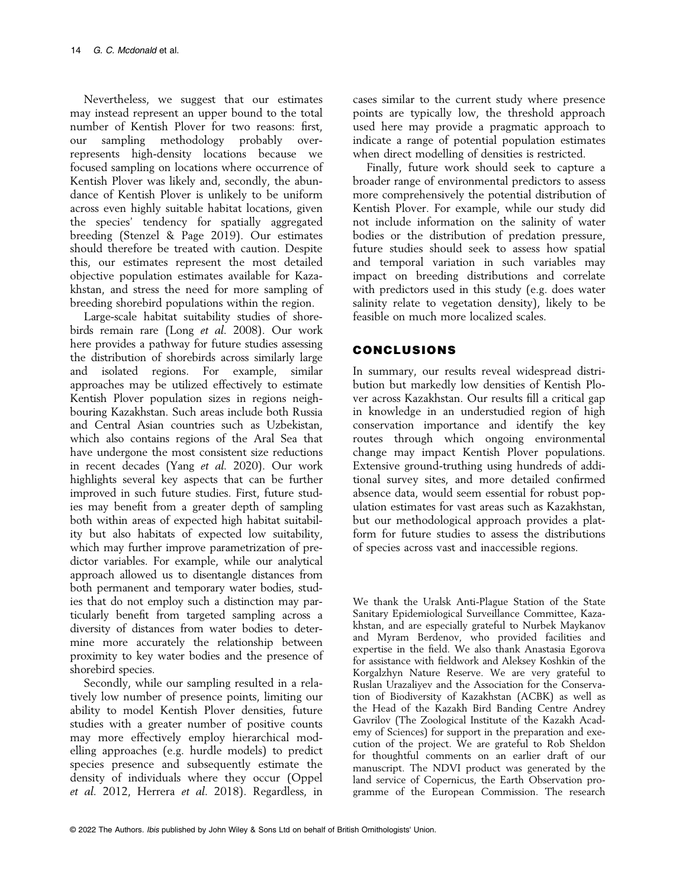Nevertheless, we suggest that our estimates may instead represent an upper bound to the total number of Kentish Plover for two reasons: first, our sampling methodology probably over-represents high-density locations because we focused sampling on locations where occurrence of Kentish Plover was likely and, secondly, the abundance of Kentish Plover is unlikely to be uniform across even highly suitable habitat locations, given the species' tendency for spatially aggregated breeding (Stenzel & Page 2019). Our estimates should therefore be treated with caution. Despite this, our estimates represent the most detailed objective population estimates available for Kazakhstan, and stress the need for more sampling of breeding shorebird populations within the region.

Large-scale habitat suitability studies of shorebirds remain rare (Long *et al.* 2008). Our work here provides a pathway for future studies assessing the distribution of shorebirds across similarly large and isolated regions. For example, similar approaches may be utilized effectively to estimate Kentish Plover population sizes in regions neighbouring Kazakhstan. Such areas include both Russia and Central Asian countries such as Uzbekistan, which also contains regions of the Aral Sea that have undergone the most consistent size reductions in recent decades (Yang *et al.* 2020). Our work highlights several key aspects that can be further improved in such future studies. First, future studies may benefit from a greater depth of sampling both within areas of expected high habitat suitability but also habitats of expected low suitability, which may further improve parametrization of predictor variables. For example, while our analytical approach allowed us to disentangle distances from both permanent and temporary water bodies, studies that do not employ such a distinction may particularly benefit from targeted sampling across a diversity of distances from water bodies to determine more accurately the relationship between proximity to key water bodies and the presence of shorebird species.

Secondly, while our sampling resulted in a relatively low number of presence points, limiting our ability to model Kentish Plover densities, future studies with a greater number of positive counts may more effectively employ hierarchical modelling approaches (e.g. hurdle models) to predict species presence and subsequently estimate the density of individuals where they occur (Oppel *et al.* 2012, Herrera *et al.* 2018). Regardless, in cases similar to the current study where presence points are typically low, the threshold approach used here may provide a pragmatic approach to indicate a range of potential population estimates when direct modelling of densities is restricted.

Finally, future work should seek to capture a broader range of environmental predictors to assess more comprehensively the potential distribution of Kentish Plover. For example, while our study did not include information on the salinity of water bodies or the distribution of predation pressure, future studies should seek to assess how spatial and temporal variation in such variables may impact on breeding distributions and correlate with predictors used in this study (e.g. does water salinity relate to vegetation density), likely to be feasible on much more localized scales.

## CONCLUSIONS

In summary, our results reveal widespread distribution but markedly low densities of Kentish Plover across Kazakhstan. Our results fill a critical gap in knowledge in an understudied region of high conservation importance and identify the key routes through which ongoing environmental change may impact Kentish Plover populations. Extensive ground-truthing using hundreds of additional survey sites, and more detailed confirmed absence data, would seem essential for robust population estimates for vast areas such as Kazakhstan, but our methodological approach provides a platform for future studies to assess the distributions of species across vast and inaccessible regions.

We thank the Uralsk Anti-Plague Station of the State Sanitary Epidemiological Surveillance Committee, Kazakhstan, and are especially grateful to Nurbek Maykanov and Myram Berdenov, who provided facilities and expertise in the field. We also thank Anastasia Egorova for assistance with fieldwork and Aleksey Koshkin of the Korgalzhyn Nature Reserve. We are very grateful to Ruslan Urazaliyev and the Association for the Conservation of Biodiversity of Kazakhstan (ACBK) as well as the Head of the Kazakh Bird Banding Centre Andrey Gavrilov (The Zoological Institute of the Kazakh Academy of Sciences) for support in the preparation and execution of the project. We are grateful to Rob Sheldon for thoughtful comments on an earlier draft of our manuscript. The NDVI product was generated by the land service of Copernicus, the Earth Observation programme of the European Commission. The research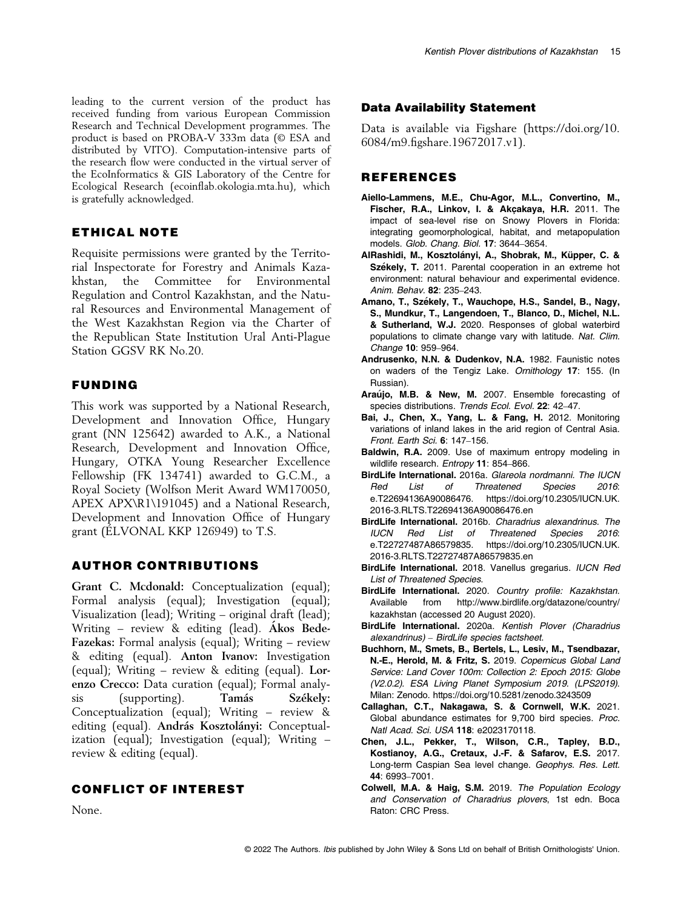leading to the current version of the product has received funding from various European Commission Research and Technical Development programmes. The product is based on PROBA-V 333m data (© ESA and distributed by VITO). Computation-intensive parts of the research flow were conducted in the virtual server of the EcoInformatics & GIS Laboratory of the Centre for Ecological Research (ecoinflab.okologia.mta.hu), which is gratefully acknowledged.

## ETHICAL NOTE

Requisite permissions were granted by the Territorial Inspectorate for Forestry and Animals Kazakhstan, the Committee for Environmental Regulation and Control Kazakhstan, and the Natural Resources and Environmental Management of the West Kazakhstan Region via the Charter of the Republican State Institution Ural Anti-Plague Station GGSV RK No.20.

## FUNDING

This work was supported by a National Research, Development and Innovation Office, Hungary grant (NN 125642) awarded to A.K., a National Research, Development and Innovation Office, Hungary, OTKA Young Researcher Excellence Fellowship (FK 134741) awarded to G.C.M., a Royal Society (Wolfson Merit Award WM170050, APEX APX\R1\191045) and a National Research, Development and Innovation Office of Hungary grant (ÉLVONAL KKP 126949) to T.S.

## AUTHOR CONTRIBUTIONS

**Grant C. Mcdonald:** Conceptualization (equal); Formal analysis (equal); Investigation (equal); Visualization (lead); Writing – original draft (lead); Writing – review & editing (lead). **Ákos Bede-Fazekas:** Formal analysis (equal); Writing – review & editing (equal). **Anton Ivanov:** Investigation (equal); Writing – review & editing (equal). **Lorenzo Crecco:** Data curation (equal); Formal analysis (supporting). **Tamás Székely:** Conceptualization (equal); Writing – review & editing (equal). **András Kosztolányi:** Conceptualization (equal); Investigation (equal); Writing – review & editing (equal).

## CONFLICT OF INTEREST

None.

## Data Availability Statement

Data is available via Figshare (https://doi.org/10.6084/m9.figshare.19672017.v1).

## REFERENCES

**Aiello-Lammens, M.E., Chu-Agor, M.L., Convertino, M., Fischer, R.A., Linkov, I. & Akçakaya, H.R.** 2011. The impact of sea-level rise on Snowy Plovers in Florida: integrating geomorphological, habitat, and metapopulation models. *Glob. Chang. Biol.* **17**: 3644–3654.

**AlRashidi, M., Kosztolányi, A., Shobrak, M., Küpper, C. & Székely, T.** 2011. Parental cooperation in an extreme hot environment: natural behaviour and experimental evidence. *Anim. Behav.* **82**: 235–243.

**Amano, T., Székely, T., Wauchope, H.S., Sandel, B., Nagy, S., Mundkur, T., Langendoen, T., Blanco, D., Michel, N.L. & Sutherland, W.J.** 2020. Responses of global waterbird populations to climate change vary with latitude. *Nat. Clim. Change* **10**: 959–964.

**Andrusenko, N.N. & Dudenkov, N.A.** 1982. Faunistic notes on waders of the Tengiz Lake. *Ornithology* **17**: 155. (In Russian).

**Araújo, M.B. & New, M.** 2007. Ensemble forecasting of species distributions. *Trends Ecol. Evol.* **22**: 42–47.

**Bai, J., Chen, X., Yang, L. & Fang, H.** 2012. Monitoring variations of inland lakes in the arid region of Central Asia. *Front. Earth Sci.* **6**: 147–156.

**Baldwin, R.A.** 2009. Use of maximum entropy modeling in wildlife research. *Entropy* **11**: 854–866.

**BirdLife International.** 2016a. *Glareola nordmanni. The IUCN Red List of Threatened Species 2016*: e.T22694136A90086476. https://doi.org/10.2305/IUCN.UK.2016-3.RLTS.T22694136A90086476.en

**BirdLife International.** 2016b. *Charadrius alexandrinus. The IUCN Red List of Threatened Species 2016*: e.T22727487A86579835. https://doi.org/10.2305/IUCN.UK.2016-3.RLTS.T22727487A86579835.en

**BirdLife International.** 2018. Vanellus gregarius. *IUCN Red List of Threatened Species.*

**BirdLife International.** 2020. *Country profile: Kazakhstan.* Available from http://www.birdlife.org/datazone/country/kazakhstan (accessed 20 August 2020).

**BirdLife International.** 2020a. *Kentish Plover (Charadrius alexandrinus) – BirdLife species factsheet.*

**Buchhorn, M., Smets, B., Bertels, L., Lesiv, M., Tsendbazar, N.-E., Herold, M. & Fritz, S.** 2019. *Copernicus Global Land Service: Land Cover 100m: Collection 2: Epoch 2015: Globe (V2.0.2). ESA Living Planet Symposium 2019. (LPS2019).* Milan: Zenodo. https://doi.org/10.5281/zenodo.3243509

**Callaghan, C.T., Nakagawa, S. & Cornwell, W.K.** 2021. Global abundance estimates for 9,700 bird species. *Proc. Natl Acad. Sci. USA* **118**: e2023170118.

**Chen, J.L., Pekker, T., Wilson, C.R., Tapley, B.D., Kostianoy, A.G., Cretaux, J.-F. & Safarov, E.S.** 2017. Long-term Caspian Sea level change. *Geophys. Res. Lett.* **44**: 6993–7001.

**Colwell, M.A. & Haig, S.M.** 2019. *The Population Ecology and Conservation of Charadrius plovers*, 1st edn. Boca Raton: CRC Press.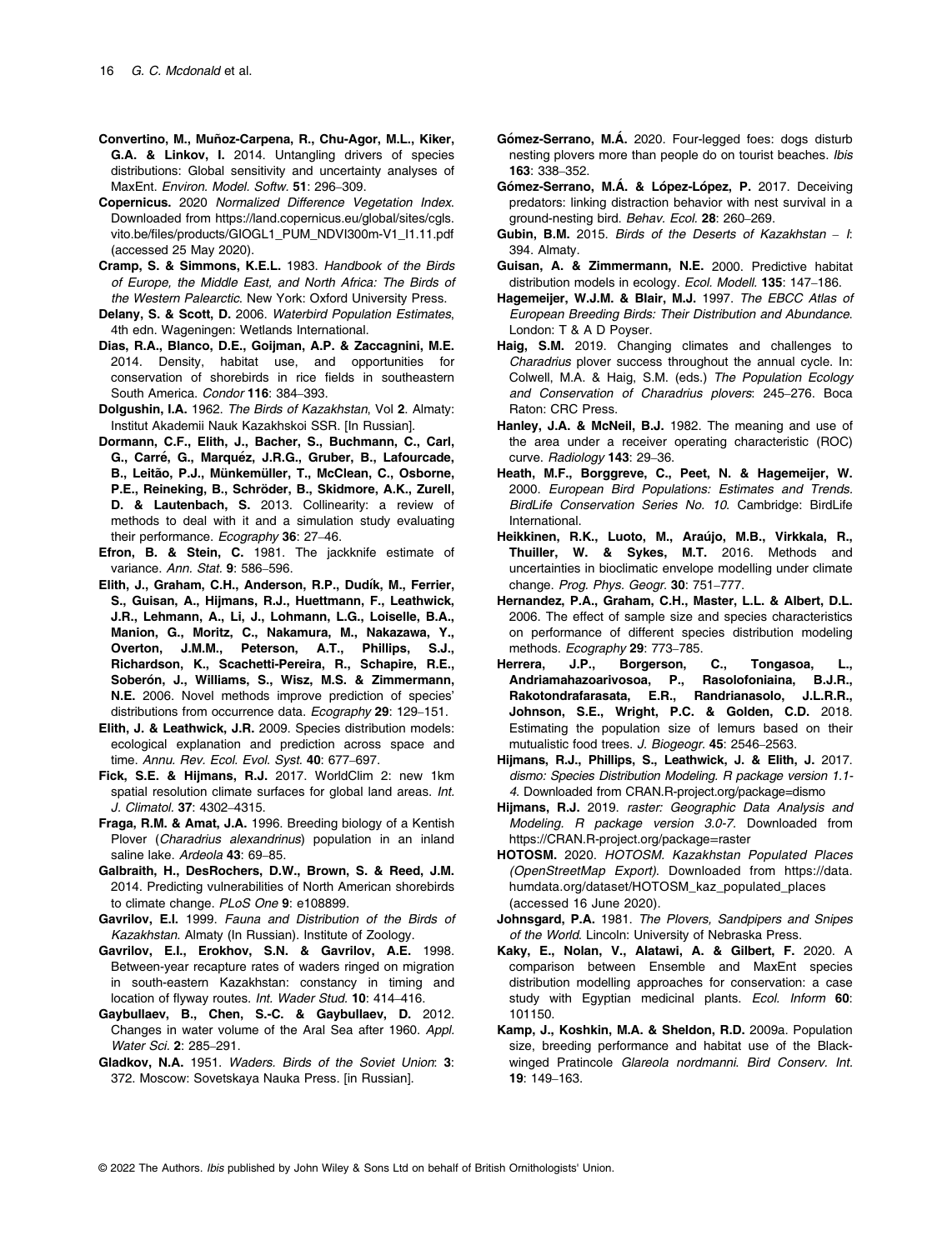**Convertino, M., Muñoz-Carpena, R., Chu-Agor, M.L., Kiker, G.A. & Linkov, I.** 2014. Untangling drivers of species distributions: Global sensitivity and uncertainty analyses of MaxEnt. *Environ. Model. Softw.* **51**: 296–309.

**Copernicus.** 2020 *Normalized Difference Vegetation Index*. Downloaded from https://land.copernicus.eu/global/sites/cgls.vito.be/files/products/GIOGL1_PUM_NDVI300m-V1_I1.11.pdf (accessed 25 May 2020).

**Cramp, S. & Simmons, K.E.L.** 1983. *Handbook of the Birds of Europe, the Middle East, and North Africa: The Birds of the Western Palearctic*. New York: Oxford University Press.

**Delany, S. & Scott, D.** 2006. *Waterbird Population Estimates*, 4th edn. Wageningen: Wetlands International.

**Dias, R.A., Blanco, D.E., Goijman, A.P. & Zaccagnini, M.E.** 2014. Density, habitat use, and opportunities for conservation of shorebirds in rice fields in southeastern South America. *Condor* **116**: 384–393.

**Dolgushin, I.A.** 1962. *The Birds of Kazakhstan*, Vol **2**. Almaty: Institut Akademii Nauk Kazakhskoi SSR. [In Russian].

**Dormann, C.F., Elith, J., Bacher, S., Buchmann, C., Carl, G., Carré, G., Marquéz, J.R.G., Gruber, B., Lafourcade, B., Leitão, P.J., Münkemüller, T., McClean, C., Osborne, P.E., Reineking, B., Schröder, B., Skidmore, A.K., Zurell, D. & Lautenbach, S.** 2013. Collinearity: a review of methods to deal with it and a simulation study evaluating their performance. *Ecography* **36**: 27–46.

**Efron, B. & Stein, C.** 1981. The jackknife estimate of variance. *Ann. Stat.* **9**: 586–596.

**Elith, J., Graham, C.H., Anderson, R.P., Dudík, M., Ferrier, S., Guisan, A., Hijmans, R.J., Huettmann, F., Leathwick, J.R., Lehmann, A., Li, J., Lohmann, L.G., Loiselle, B.A., Manion, G., Moritz, C., Nakamura, M., Nakazawa, Y., Overton, J.M.M., Peterson, A.T., Phillips, S.J., Richardson, K., Scachetti-Pereira, R., Schapire, R.E., Soberón, J., Williams, S., Wisz, M.S. & Zimmermann, N.E.** 2006. Novel methods improve prediction of species' distributions from occurrence data. *Ecography* **29**: 129–151.

**Elith, J. & Leathwick, J.R.** 2009. Species distribution models: ecological explanation and prediction across space and time. *Annu. Rev. Ecol. Evol. Syst.* **40**: 677–697.

**Fick, S.E. & Hijmans, R.J.** 2017. WorldClim 2: new 1km spatial resolution climate surfaces for global land areas. *Int. J. Climatol.* **37**: 4302–4315.

**Fraga, R.M. & Amat, J.A.** 1996. Breeding biology of a Kentish Plover (*Charadrius alexandrinus*) population in an inland saline lake. *Ardeola* **43**: 69–85.

**Galbraith, H., DesRochers, D.W., Brown, S. & Reed, J.M.** 2014. Predicting vulnerabilities of North American shorebirds to climate change. *PLoS One* **9**: e108899.

**Gavrilov, E.I.** 1999. *Fauna and Distribution of the Birds of Kazakhstan*. Almaty (In Russian). Institute of Zoology.

**Gavrilov, E.I., Erokhov, S.N. & Gavrilov, A.E.** 1998. Between-year recapture rates of waders ringed on migration in south-eastern Kazakhstan: constancy in timing and location of flyway routes. *Int. Wader Stud.* **10**: 414–416.

**Gaybullaev, B., Chen, S.-C. & Gaybullaev, D.** 2012. Changes in water volume of the Aral Sea after 1960. *Appl. Water Sci.* **2**: 285–291.

**Gladkov, N.A.** 1951. *Waders. Birds of the Soviet Union*: **3**: 372. Moscow: Sovetskaya Nauka Press. [in Russian].

**Gómez-Serrano, M.Á.** 2020. Four-legged foes: dogs disturb nesting plovers more than people do on tourist beaches. *Ibis* **163**: 338–352.

**Gómez-Serrano, M.Á. & López-López, P.** 2017. Deceiving predators: linking distraction behavior with nest survival in a ground-nesting bird. *Behav. Ecol.* **28**: 260–269.

**Gubin, B.M.** 2015. *Birds of the Deserts of Kazakhstan – I*: 394. Almaty.

**Guisan, A. & Zimmermann, N.E.** 2000. Predictive habitat distribution models in ecology. *Ecol. Modell.* **135**: 147–186.

**Hagemeijer, W.J.M. & Blair, M.J.** 1997. *The EBCC Atlas of European Breeding Birds: Their Distribution and Abundance*. London: T & A D Poyser.

**Haig, S.M.** 2019. Changing climates and challenges to *Charadrius* plover success throughout the annual cycle. In: Colwell, M.A. & Haig, S.M. (eds.) *The Population Ecology and Conservation of Charadrius plovers*: 245–276. Boca Raton: CRC Press.

**Hanley, J.A. & McNeil, B.J.** 1982. The meaning and use of the area under a receiver operating characteristic (ROC) curve. *Radiology* **143**: 29–36.

**Heath, M.F., Borggreve, C., Peet, N. & Hagemeijer, W.** 2000. *European Bird Populations: Estimates and Trends. BirdLife Conservation Series No. 10*. Cambridge: BirdLife International.

**Heikkinen, R.K., Luoto, M., Araújo, M.B., Virkkala, R., Thuiller, W. & Sykes, M.T.** 2016. Methods and uncertainties in bioclimatic envelope modelling under climate change. *Prog. Phys. Geogr.* **30**: 751–777.

**Hernandez, P.A., Graham, C.H., Master, L.L. & Albert, D.L.** 2006. The effect of sample size and species characteristics on performance of different species distribution modeling methods. *Ecography* **29**: 773–785.

**Herrera, J.P., Borgerson, C., Tongasoa, L., Andriamahazoarivosoa, P., Rasolofoniaina, B.J.R., Rakotondrafarasata, E.R., Randrianasolo, J.L.R.R., Johnson, S.E., Wright, P.C. & Golden, C.D.** 2018. Estimating the population size of lemurs based on their mutualistic food trees. *J. Biogeogr.* **45**: 2546–2563.

**Hijmans, R.J., Phillips, S., Leathwick, J. & Elith, J.** 2017. *dismo: Species Distribution Modeling. R package version 1.1-4*. Downloaded from CRAN.R-project.org/package=dismo

**Hijmans, R.J.** 2019. *raster: Geographic Data Analysis and Modeling. R package version 3.0-7*. Downloaded from https://CRAN.R-project.org/package=raster

**HOTOSM.** 2020. *HOTOSM. Kazakhstan Populated Places (OpenStreetMap Export)*. Downloaded from https://data.humdata.org/dataset/HOTOSM_kaz_populated_places (accessed 16 June 2020).

**Johnsgard, P.A.** 1981. *The Plovers, Sandpipers and Snipes of the World*. Lincoln: University of Nebraska Press.

**Kaky, E., Nolan, V., Alatawi, A. & Gilbert, F.** 2020. A comparison between Ensemble and MaxEnt species distribution modelling approaches for conservation: a case study with Egyptian medicinal plants. *Ecol. Inform* **60**: 101150.

**Kamp, J., Koshkin, M.A. & Sheldon, R.D.** 2009a. Population size, breeding performance and habitat use of the Black-winged Pratincole *Glareola nordmanni*. *Bird Conserv. Int.* **19**: 149–163.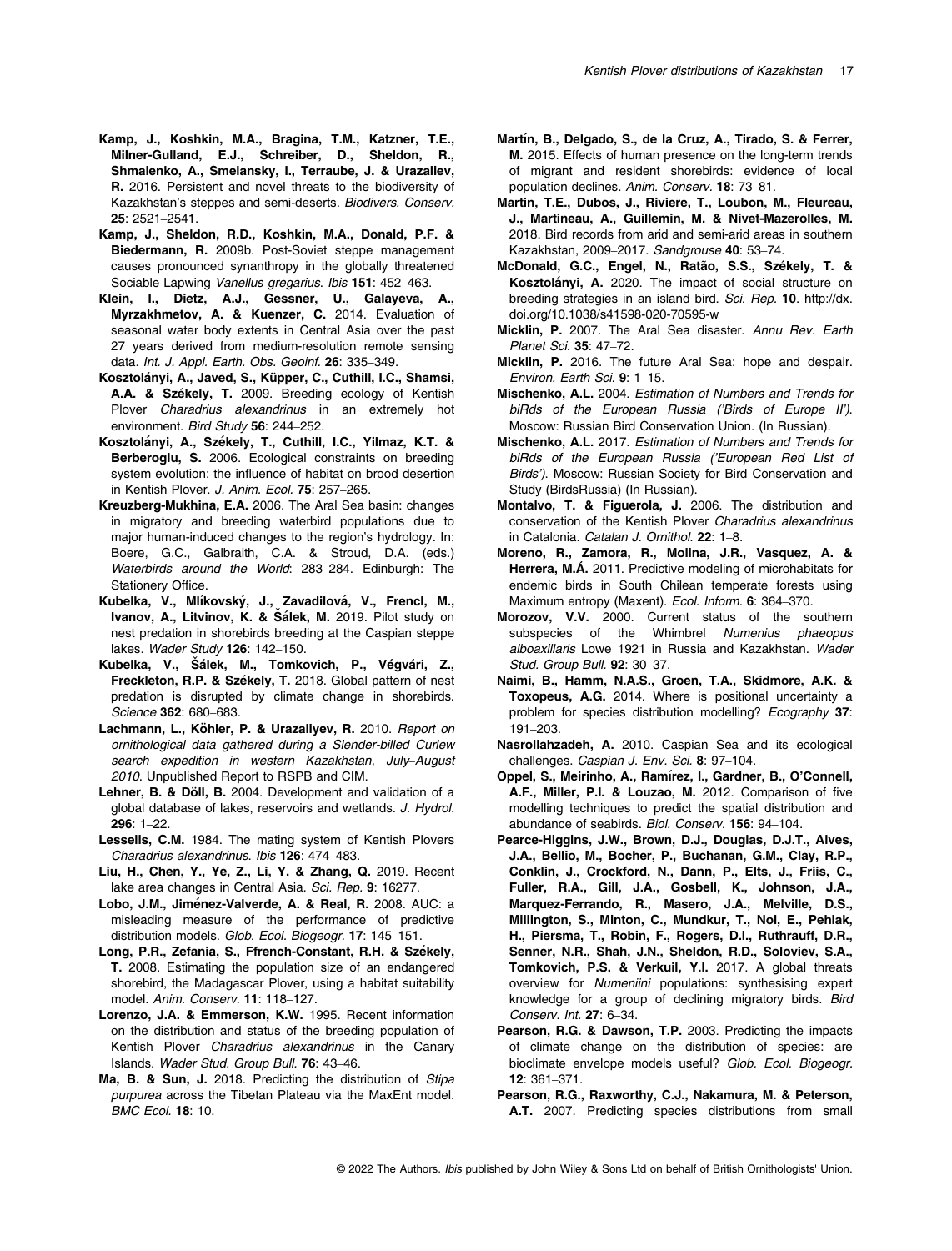**Kamp, J., Koshkin, M.A., Bragina, T.M., Katzner, T.E., Milner-Gulland, E.J., Schreiber, D., Sheldon, R., Shmalenko, A., Smelansky, I., Terraube, J. & Urazaliev, R.** 2016. Persistent and novel threats to the biodiversity of Kazakhstan's steppes and semi-deserts. *Biodivers. Conserv.* **25**: 2521–2541.

**Kamp, J., Sheldon, R.D., Koshkin, M.A., Donald, P.F. & Biedermann, R.** 2009b. Post-Soviet steppe management causes pronounced synanthropy in the globally threatened Sociable Lapwing *Vanellus gregarius*. *Ibis* **151**: 452–463.

**Klein, I., Dietz, A.J., Gessner, U., Galayeva, A., Myrzakhmetov, A. & Kuenzer, C.** 2014. Evaluation of seasonal water body extents in Central Asia over the past 27 years derived from medium-resolution remote sensing data. *Int. J. Appl. Earth. Obs. Geoinf.* **26**: 335–349.

**Kosztolányi, A., Javed, S., Küpper, C., Cuthill, I.C., Shamsi, A.A. & Székely, T.** 2009. Breeding ecology of Kentish Plover *Charadrius alexandrinus* in an extremely hot environment. *Bird Study* **56**: 244–252.

**Kosztolányi, A., Székely, T., Cuthill, I.C., Yilmaz, K.T. & Berberoglu, S.** 2006. Ecological constraints on breeding system evolution: the influence of habitat on brood desertion in Kentish Plover. *J. Anim. Ecol.* **75**: 257–265.

**Kreuzberg-Mukhina, E.A.** 2006. The Aral Sea basin: changes in migratory and breeding waterbird populations due to major human-induced changes to the region's hydrology. In: Boere, G.C., Galbraith, C.A. & Stroud, D.A. (eds.) *Waterbirds around the World*: 283–284. Edinburgh: The Stationery Office.

**Kubelka, V., Mlíkovský, J., Zavadilová, V., Frencl, M., Ivanov, A., Litvinov, K. & Šálek, M.** 2019. Pilot study on nest predation in shorebirds breeding at the Caspian steppe lakes. *Wader Study* **126**: 142–150.

**Kubelka, V., Šálek, M., Tomkovich, P., Végvári, Z., Freckleton, R.P. & Székely, T.** 2018. Global pattern of nest predation is disrupted by climate change in shorebirds. *Science* **362**: 680–683.

**Lachmann, L., Köhler, P. & Urazaliyev, R.** 2010. *Report on ornithological data gathered during a Slender-billed Curlew search expedition in western Kazakhstan, July–August 2010*. Unpublished Report to RSPB and CIM.

**Lehner, B. & Döll, B.** 2004. Development and validation of a global database of lakes, reservoirs and wetlands. *J. Hydrol.* **296**: 1–22.

**Lessells, C.M.** 1984. The mating system of Kentish Plovers *Charadrius alexandrinus*. *Ibis* **126**: 474–483.

**Liu, H., Chen, Y., Ye, Z., Li, Y. & Zhang, Q.** 2019. Recent lake area changes in Central Asia. *Sci. Rep.* **9**: 16277.

**Lobo, J.M., Jiménez-Valverde, A. & Real, R.** 2008. AUC: a misleading measure of the performance of predictive distribution models. *Glob. Ecol. Biogeogr.* **17**: 145–151.

**Long, P.R., Zefania, S., Ffrench-Constant, R.H. & Székely, T.** 2008. Estimating the population size of an endangered shorebird, the Madagascar Plover, using a habitat suitability model. *Anim. Conserv.* **11**: 118–127.

**Lorenzo, J.A. & Emmerson, K.W.** 1995. Recent information on the distribution and status of the breeding population of Kentish Plover *Charadrius alexandrinus* in the Canary Islands. *Wader Stud. Group Bull.* **76**: 43–46.

**Ma, B. & Sun, J.** 2018. Predicting the distribution of *Stipa purpurea* across the Tibetan Plateau via the MaxEnt model. *BMC Ecol.* **18**: 10.

**Martín, B., Delgado, S., de la Cruz, A., Tirado, S. & Ferrer, M.** 2015. Effects of human presence on the long-term trends of migrant and resident shorebirds: evidence of local population declines. *Anim. Conserv.* **18**: 73–81.

**Martin, T.E., Dubos, J., Riviere, T., Loubon, M., Fleureau, J., Martineau, A., Guillemin, M. & Nivet-Mazerolles, M.** 2018. Bird records from arid and semi-arid areas in southern Kazakhstan, 2009–2017. *Sandgrouse* **40**: 53–74.

**McDonald, G.C., Engel, N., Ratão, S.S., Székely, T. & Kosztolányi, A.** 2020. The impact of social structure on breeding strategies in an island bird. *Sci. Rep.* **10**. http://dx.doi.org/10.1038/s41598-020-70595-w

**Micklin, P.** 2007. The Aral Sea disaster. *Annu Rev. Earth Planet Sci.* **35**: 47–72.

**Micklin, P.** 2016. The future Aral Sea: hope and despair. *Environ. Earth Sci.* **9**: 1–15.

**Mischenko, A.L.** 2004. *Estimation of Numbers and Trends for biRds of the European Russia ('Birds of Europe II')*. Moscow: Russian Bird Conservation Union. (In Russian).

**Mischenko, A.L.** 2017. *Estimation of Numbers and Trends for biRds of the European Russia ('European Red List of Birds')*. Moscow: Russian Society for Bird Conservation and Study (BirdsRussia) (In Russian).

**Montalvo, T. & Figuerola, J.** 2006. The distribution and conservation of the Kentish Plover *Charadrius alexandrinus* in Catalonia. *Catalan J. Ornithol.* **22**: 1–8.

**Moreno, R., Zamora, R., Molina, J.R., Vasquez, A. & Herrera, M.Á.** 2011. Predictive modeling of microhabitats for endemic birds in South Chilean temperate forests using Maximum entropy (Maxent). *Ecol. Inform.* **6**: 364–370.

**Morozov, V.V.** 2000. Current status of the southern subspecies of the Whimbrel *Numenius phaeopus alboaxillaris* Lowe 1921 in Russia and Kazakhstan. *Wader Stud. Group Bull.* **92**: 30–37.

**Naimi, B., Hamm, N.A.S., Groen, T.A., Skidmore, A.K. & Toxopeus, A.G.** 2014. Where is positional uncertainty a problem for species distribution modelling? *Ecography* **37**: 191–203.

**Nasrollahzadeh, A.** 2010. Caspian Sea and its ecological challenges. *Caspian J. Env. Sci.* **8**: 97–104.

**Oppel, S., Meirinho, A., Ramírez, I., Gardner, B., O'Connell, A.F., Miller, P.I. & Louzao, M.** 2012. Comparison of five modelling techniques to predict the spatial distribution and abundance of seabirds. *Biol. Conserv.* **156**: 94–104.

**Pearce-Higgins, J.W., Brown, D.J., Douglas, D.J.T., Alves, J.A., Bellio, M., Bocher, P., Buchanan, G.M., Clay, R.P., Conklin, J., Crockford, N., Dann, P., Elts, J., Friis, C., Fuller, R.A., Gill, J.A., Gosbell, K., Johnson, J.A., Marquez-Ferrando, R., Masero, J.A., Melville, D.S., Millington, S., Minton, C., Mundkur, T., Nol, E., Pehlak, H., Piersma, T., Robin, F., Rogers, D.I., Ruthrauff, D.R., Senner, N.R., Shah, J.N., Sheldon, R.D., Soloviev, S.A., Tomkovich, P.S. & Verkuil, Y.I.** 2017. A global threats overview for *Numeniini* populations: synthesising expert knowledge for a group of declining migratory birds. *Bird Conserv. Int.* **27**: 6–34.

**Pearson, R.G. & Dawson, T.P.** 2003. Predicting the impacts of climate change on the distribution of species: are bioclimate envelope models useful? *Glob. Ecol. Biogeogr.* **12**: 361–371.

**Pearson, R.G., Raxworthy, C.J., Nakamura, M. & Peterson, A.T.** 2007. Predicting species distributions from small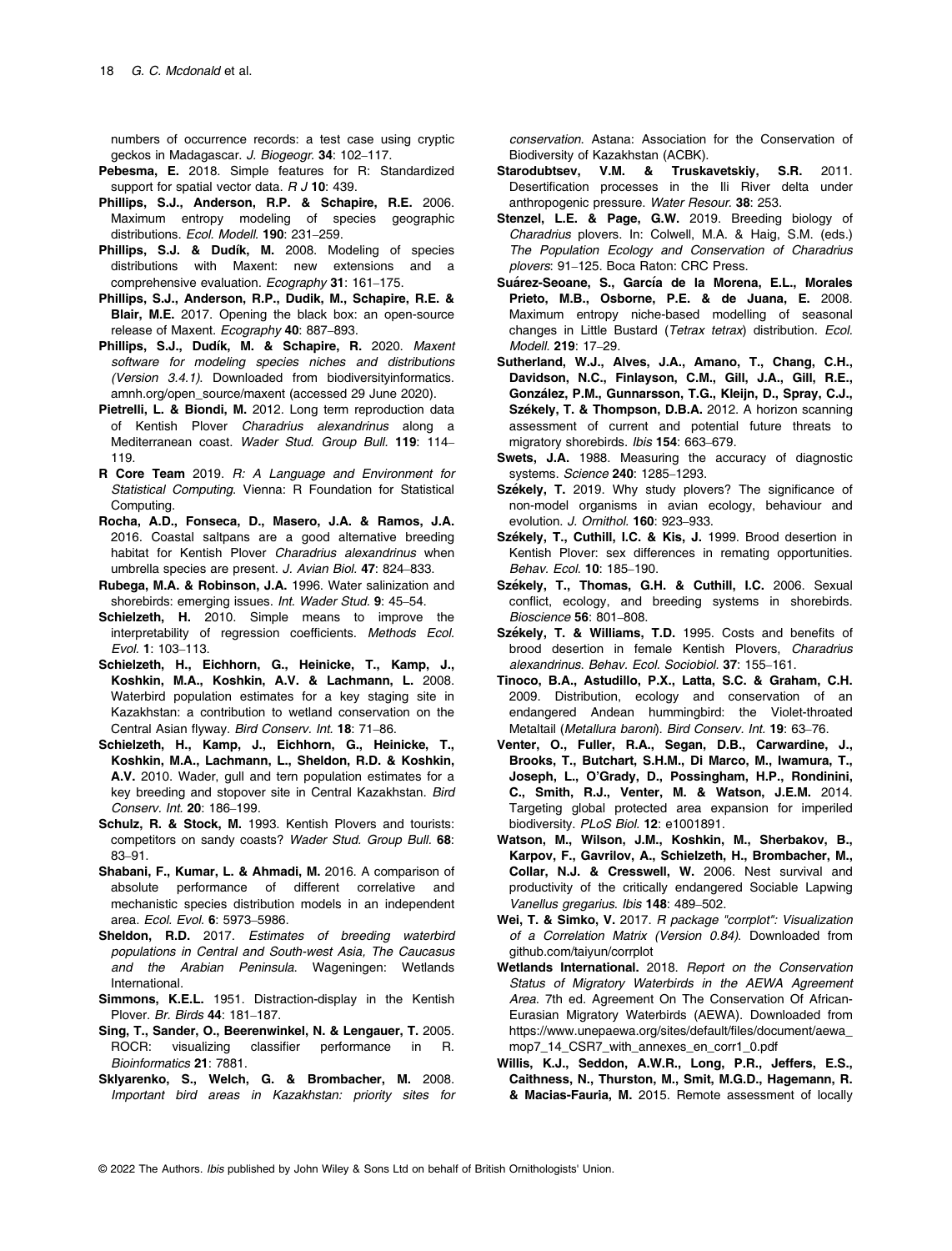numbers of occurrence records: a test case using cryptic geckos in Madagascar. *J. Biogeogr.* **34**: 102–117.

**Pebesma, E.** 2018. Simple features for R: Standardized support for spatial vector data. *R J* **10**: 439.

**Phillips, S.J., Anderson, R.P. & Schapire, R.E.** 2006. Maximum entropy modeling of species geographic distributions. *Ecol. Modell.* **190**: 231–259.

**Phillips, S.J. & Dudík, M.** 2008. Modeling of species distributions with Maxent: new extensions and a comprehensive evaluation. *Ecography* **31**: 161–175.

**Phillips, S.J., Anderson, R.P., Dudik, M., Schapire, R.E. & Blair, M.E.** 2017. Opening the black box: an open-source release of Maxent. *Ecography* **40**: 887–893.

**Phillips, S.J., Dudík, M. & Schapire, R.** 2020. *Maxent software for modeling species niches and distributions (Version 3.4.1)*. Downloaded from biodiversityinformatics.amnh.org/open_source/maxent (accessed 29 June 2020).

**Pietrelli, L. & Biondi, M.** 2012. Long term reproduction data of Kentish Plover *Charadrius alexandrinus* along a Mediterranean coast. *Wader Stud. Group Bull.* **119**: 114–119.

**R Core Team** 2019. *R: A Language and Environment for Statistical Computing*. Vienna: R Foundation for Statistical Computing.

**Rocha, A.D., Fonseca, D., Masero, J.A. & Ramos, J.A.** 2016. Coastal saltpans are a good alternative breeding habitat for Kentish Plover *Charadrius alexandrinus* when umbrella species are present. *J. Avian Biol.* **47**: 824–833.

**Rubega, M.A. & Robinson, J.A.** 1996. Water salinization and shorebirds: emerging issues. *Int. Wader Stud.* **9**: 45–54.

**Schielzeth, H.** 2010. Simple means to improve the interpretability of regression coefficients. *Methods Ecol. Evol.* **1**: 103–113.

**Schielzeth, H., Eichhorn, G., Heinicke, T., Kamp, J., Koshkin, M.A., Koshkin, A.V. & Lachmann, L.** 2008. Waterbird population estimates for a key staging site in Kazakhstan: a contribution to wetland conservation on the Central Asian flyway. *Bird Conserv. Int.* **18**: 71–86.

**Schielzeth, H., Kamp, J., Eichhorn, G., Heinicke, T., Koshkin, M.A., Lachmann, L., Sheldon, R.D. & Koshkin, A.V.** 2010. Wader, gull and tern population estimates for a key breeding and stopover site in Central Kazakhstan. *Bird Conserv. Int.* **20**: 186–199.

**Schulz, R. & Stock, M.** 1993. Kentish Plovers and tourists: competitors on sandy coasts? *Wader Stud. Group Bull.* **68**: 83–91.

**Shabani, F., Kumar, L. & Ahmadi, M.** 2016. A comparison of absolute performance of different correlative and mechanistic species distribution models in an independent area. *Ecol. Evol.* **6**: 5973–5986.

**Sheldon, R.D.** 2017. *Estimates of breeding waterbird populations in Central and South-west Asia, The Caucasus and the Arabian Peninsula*. Wageningen: Wetlands International.

**Simmons, K.E.L.** 1951. Distraction-display in the Kentish Plover. *Br. Birds* **44**: 181–187.

**Sing, T., Sander, O., Beerenwinkel, N. & Lengauer, T.** 2005. ROCR: visualizing classifier performance in R. *Bioinformatics* **21**: 7881.

**Sklyarenko, S., Welch, G. & Brombacher, M.** 2008. *Important bird areas in Kazakhstan: priority sites for conservation*. Astana: Association for the Conservation of Biodiversity of Kazakhstan (ACBK).

**Starodubtsev, V.M. & Truskavetskiy, S.R.** 2011. Desertification processes in the Ili River delta under anthropogenic pressure. *Water Resour.* **38**: 253.

**Stenzel, L.E. & Page, G.W.** 2019. Breeding biology of *Charadrius* plovers. In: Colwell, M.A. & Haig, S.M. (eds.) *The Population Ecology and Conservation of Charadrius plovers*: 91–125. Boca Raton: CRC Press.

**Suárez-Seoane, S., García de la Morena, E.L., Morales Prieto, M.B., Osborne, P.E. & de Juana, E.** 2008. Maximum entropy niche-based modelling of seasonal changes in Little Bustard (*Tetrax tetrax*) distribution. *Ecol. Modell.* **219**: 17–29.

**Sutherland, W.J., Alves, J.A., Amano, T., Chang, C.H., Davidson, N.C., Finlayson, C.M., Gill, J.A., Gill, R.E., González, P.M., Gunnarsson, T.G., Kleijn, D., Spray, C.J., Székely, T. & Thompson, D.B.A.** 2012. A horizon scanning assessment of current and potential future threats to migratory shorebirds. *Ibis* **154**: 663–679.

**Swets, J.A.** 1988. Measuring the accuracy of diagnostic systems. *Science* **240**: 1285–1293.

**Székely, T.** 2019. Why study plovers? The significance of non-model organisms in avian ecology, behaviour and evolution. *J. Ornithol.* **160**: 923–933.

**Székely, T., Cuthill, I.C. & Kis, J.** 1999. Brood desertion in Kentish Plover: sex differences in remating opportunities. *Behav. Ecol.* **10**: 185–190.

**Székely, T., Thomas, G.H. & Cuthill, I.C.** 2006. Sexual conflict, ecology, and breeding systems in shorebirds. *Bioscience* **56**: 801–808.

**Székely, T. & Williams, T.D.** 1995. Costs and benefits of brood desertion in female Kentish Plovers, *Charadrius alexandrinus*. *Behav. Ecol. Sociobiol.* **37**: 155–161.

**Tinoco, B.A., Astudillo, P.X., Latta, S.C. & Graham, C.H.** 2009. Distribution, ecology and conservation of an endangered Andean hummingbird: the Violet-throated Metaltail (*Metallura baroni*). *Bird Conserv. Int.* **19**: 63–76.

**Venter, O., Fuller, R.A., Segan, D.B., Carwardine, J., Brooks, T., Butchart, S.H.M., Di Marco, M., Iwamura, T., Joseph, L., O'Grady, D., Possingham, H.P., Rondinini, C., Smith, R.J., Venter, M. & Watson, J.E.M.** 2014. Targeting global protected area expansion for imperiled biodiversity. *PLoS Biol.* **12**: e1001891.

**Watson, M., Wilson, J.M., Koshkin, M., Sherbakov, B., Karpov, F., Gavrilov, A., Schielzeth, H., Brombacher, M., Collar, N.J. & Cresswell, W.** 2006. Nest survival and productivity of the critically endangered Sociable Lapwing *Vanellus gregarius*. *Ibis* **148**: 489–502.

**Wei, T. & Simko, V.** 2017. *R package "corrplot": Visualization of a Correlation Matrix (Version 0.84)*. Downloaded from github.com/taiyun/corrplot

**Wetlands International.** 2018. *Report on the Conservation Status of Migratory Waterbirds in the AEWA Agreement Area*. 7th ed. Agreement On The Conservation Of African-Eurasian Migratory Waterbirds (AEWA). Downloaded from https://www.unepaewa.org/sites/default/files/document/aewa_mop7_14_CSR7_with_annexes_en_corr1_0.pdf

**Willis, K.J., Seddon, A.W.R., Long, P.R., Jeffers, E.S., Caithness, N., Thurston, M., Smit, M.G.D., Hagemann, R. & Macias-Fauria, M.** 2015. Remote assessment of locally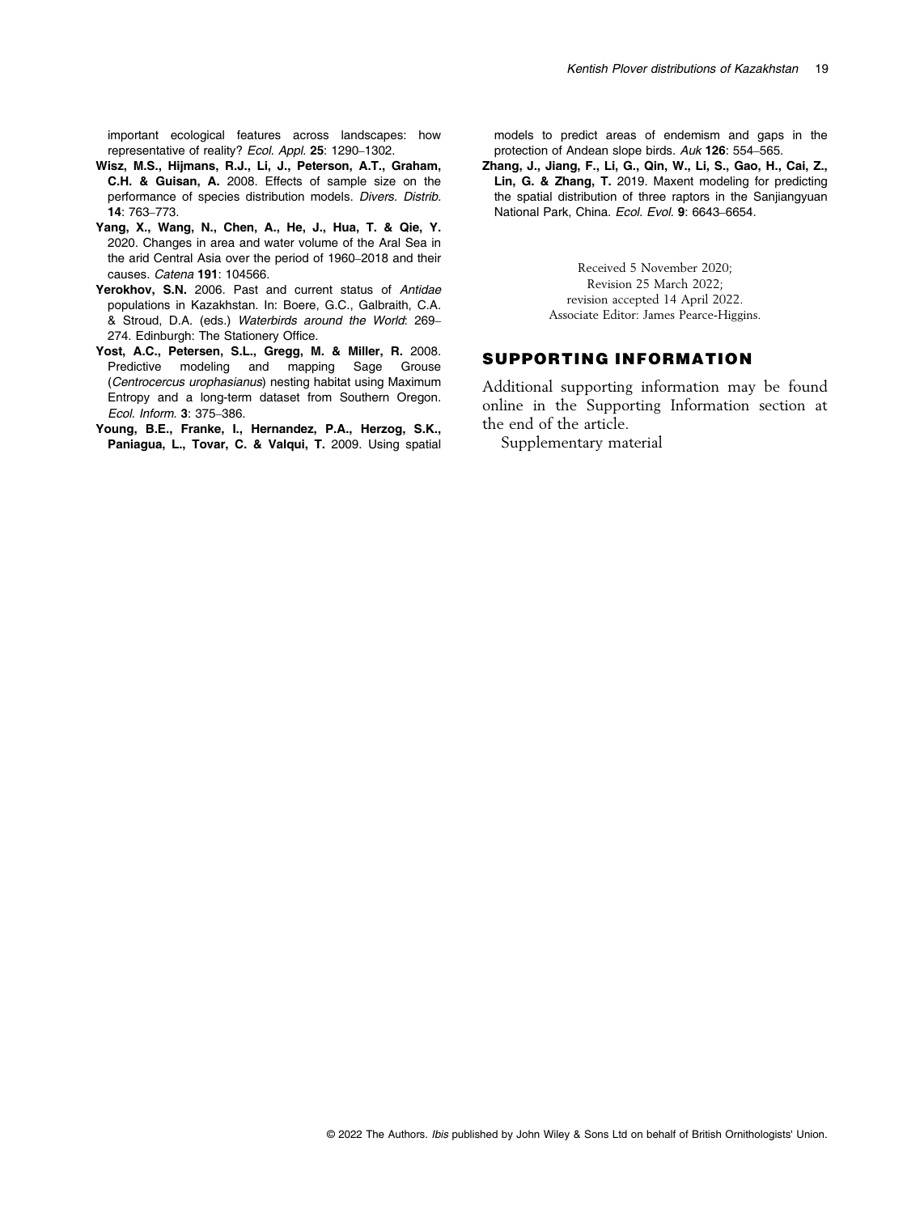important ecological features across landscapes: how representative of reality? *Ecol. Appl.* **25**: 1290–1302.

**Wisz, M.S., Hijmans, R.J., Li, J., Peterson, A.T., Graham, C.H. & Guisan, A.** 2008. Effects of sample size on the performance of species distribution models. *Divers. Distrib.* **14**: 763–773.

**Yang, X., Wang, N., Chen, A., He, J., Hua, T. & Qie, Y.** 2020. Changes in area and water volume of the Aral Sea in the arid Central Asia over the period of 1960–2018 and their causes. *Catena* **191**: 104566.

**Yerokhov, S.N.** 2006. Past and current status of *Antidae* populations in Kazakhstan. In: Boere, G.C., Galbraith, C.A. & Stroud, D.A. (eds.) *Waterbirds around the World*: 269–274. Edinburgh: The Stationery Office.

**Yost, A.C., Petersen, S.L., Gregg, M. & Miller, R.** 2008. Predictive modeling and mapping Sage Grouse (*Centrocercus urophasianus*) nesting habitat using Maximum Entropy and a long-term dataset from Southern Oregon. *Ecol. Inform.* **3**: 375–386.

**Young, B.E., Franke, I., Hernandez, P.A., Herzog, S.K., Paniagua, L., Tovar, C. & Valqui, T.** 2009. Using spatial models to predict areas of endemism and gaps in the protection of Andean slope birds. *Auk* **126**: 554–565.

**Zhang, J., Jiang, F., Li, G., Qin, W., Li, S., Gao, H., Cai, Z., Lin, G. & Zhang, T.** 2019. Maxent modeling for predicting the spatial distribution of three raptors in the Sanjiangyuan National Park, China. *Ecol. Evol.* **9**: 6643–6654.

Received 5 November 2020;
Revision 25 March 2022;
revision accepted 14 April 2022.
Associate Editor: James Pearce-Higgins.

## SUPPORTING INFORMATION

Additional supporting information may be found online in the Supporting Information section at the end of the article.

Supplementary material

© 2022 The Authors. *Ibis* published by John Wiley & Sons Ltd on behalf of British Ornithologists' Union.